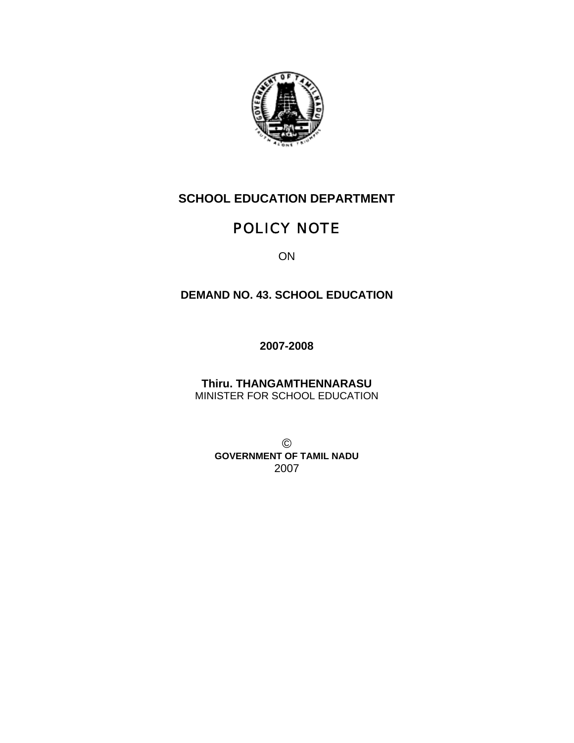**SCHOOL EDUCATION DEPARTMENT**

# POLICY NOTE

ON

**DEMAND NO. 43. SCHOOL EDUCATION**

**2007-2008**

**Thiru. THANGAMTHENNARASU**
MINISTER FOR SCHOOL EDUCATION

©
**GOVERNMENT OF TAMIL NADU**
2007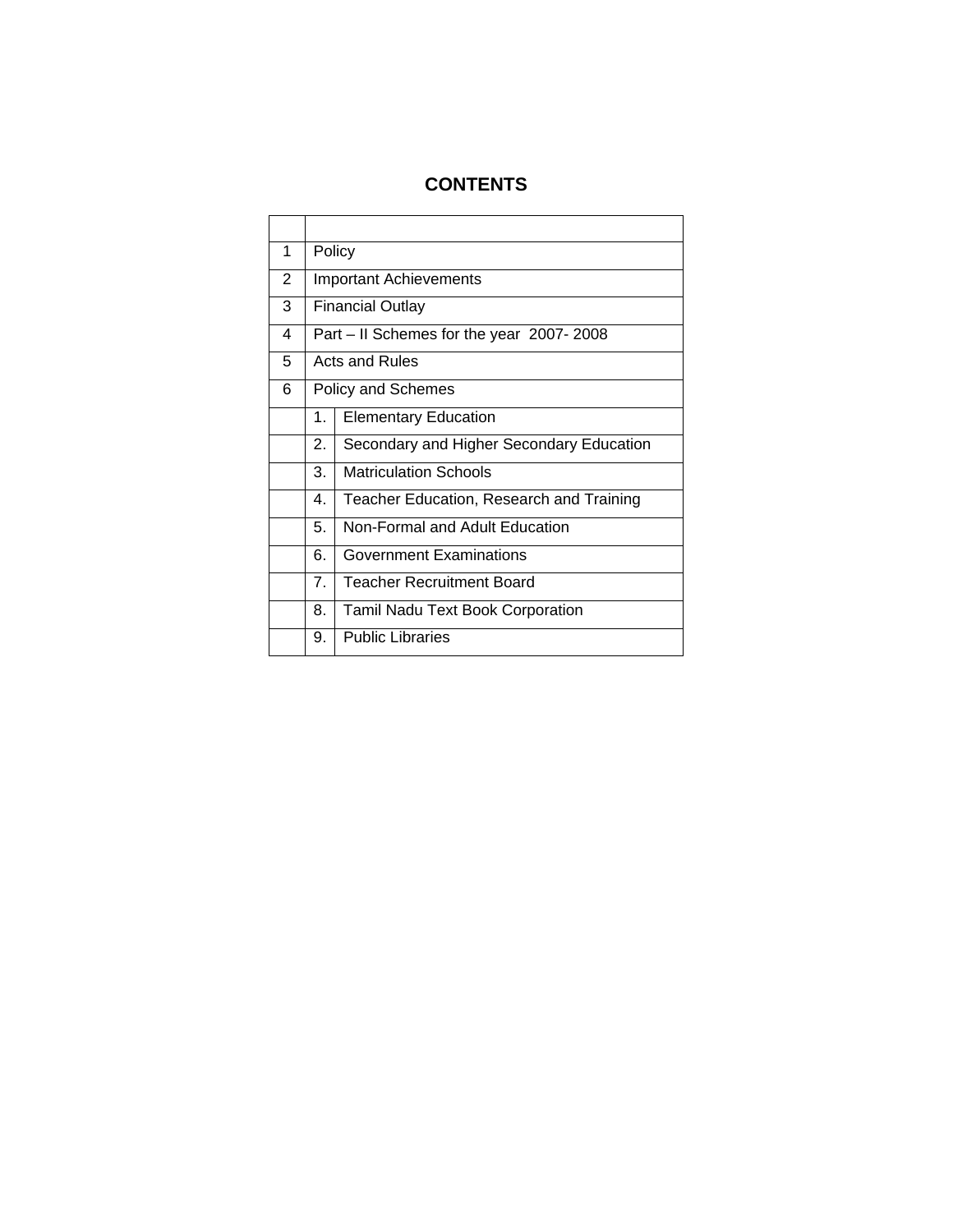# CONTENTS

| | | |
|---|---|---|
| 1 | Policy | |
| 2 | Important Achievements | |
| 3 | Financial Outlay | |
| 4 | Part – II Schemes for the year 2007- 2008 | |
| 5 | Acts and Rules | |
| 6 | Policy and Schemes | |
| | 1. | Elementary Education |
| | 2. | Secondary and Higher Secondary Education |
| | 3. | Matriculation Schools |
| | 4. | Teacher Education, Research and Training |
| | 5. | Non-Formal and Adult Education |
| | 6. | Government Examinations |
| | 7. | Teacher Recruitment Board |
| | 8. | Tamil Nadu Text Book Corporation |
| | 9. | Public Libraries |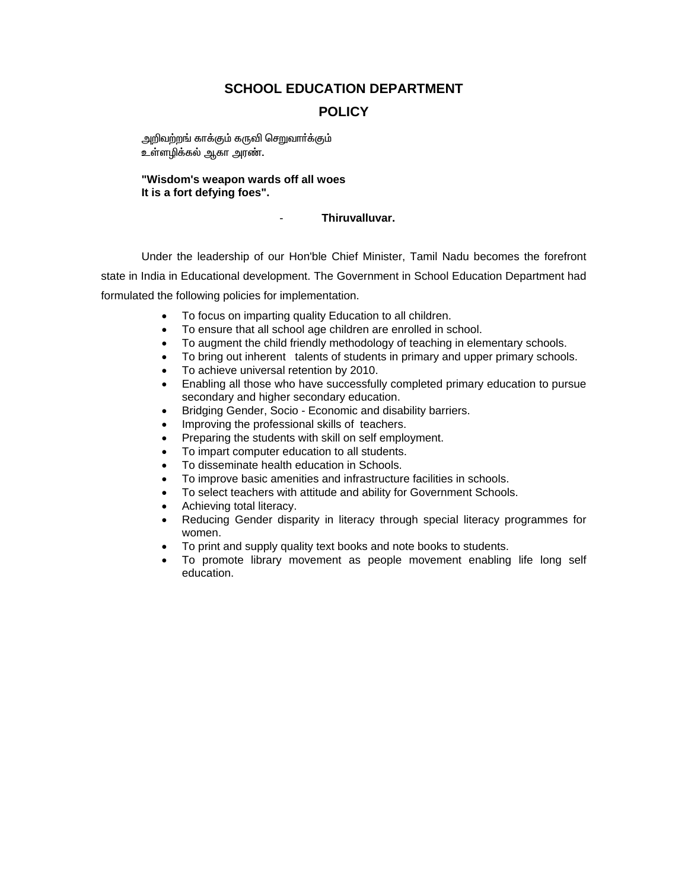# SCHOOL EDUCATION DEPARTMENT

## POLICY

அறிவற்றங் காக்கும் கருவி செறுவார்க்கும்
உள்ளழிக்கல் ஆகா அரண்.

**"Wisdom's weapon wards off all woes**
**It is a fort defying foes".**

- **Thiruvalluvar.**

Under the leadership of our Hon'ble Chief Minister, Tamil Nadu becomes the forefront state in India in Educational development. The Government in School Education Department had formulated the following policies for implementation.

- To focus on imparting quality Education to all children.
- To ensure that all school age children are enrolled in school.
- To augment the child friendly methodology of teaching in elementary schools.
- To bring out inherent talents of students in primary and upper primary schools.
- To achieve universal retention by 2010.
- Enabling all those who have successfully completed primary education to pursue secondary and higher secondary education.
- Bridging Gender, Socio - Economic and disability barriers.
- Improving the professional skills of teachers.
- Preparing the students with skill on self employment.
- To impart computer education to all students.
- To disseminate health education in Schools.
- To improve basic amenities and infrastructure facilities in schools.
- To select teachers with attitude and ability for Government Schools.
- Achieving total literacy.
- Reducing Gender disparity in literacy through special literacy programmes for women.
- To print and supply quality text books and note books to students.
- To promote library movement as people movement enabling life long self education.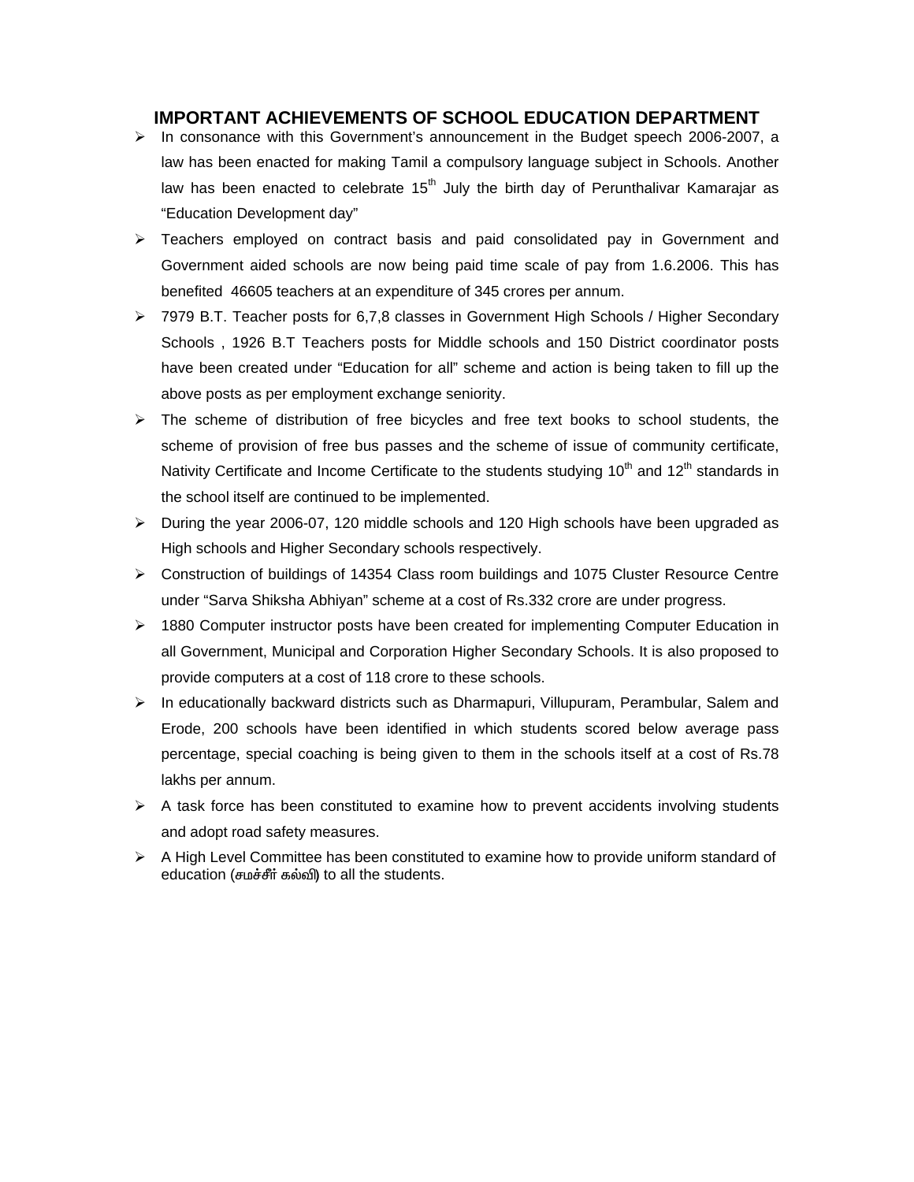## IMPORTANT ACHIEVEMENTS OF SCHOOL EDUCATION DEPARTMENT

- In consonance with this Government's announcement in the Budget speech 2006-2007, a law has been enacted for making Tamil a compulsory language subject in Schools. Another law has been enacted to celebrate 15th July the birth day of Perunthalivar Kamarajar as "Education Development day"
- Teachers employed on contract basis and paid consolidated pay in Government and Government aided schools are now being paid time scale of pay from 1.6.2006. This has benefited 46605 teachers at an expenditure of 345 crores per annum.
- 7979 B.T. Teacher posts for 6,7,8 classes in Government High Schools / Higher Secondary Schools , 1926 B.T Teachers posts for Middle schools and 150 District coordinator posts have been created under "Education for all" scheme and action is being taken to fill up the above posts as per employment exchange seniority.
- The scheme of distribution of free bicycles and free text books to school students, the scheme of provision of free bus passes and the scheme of issue of community certificate, Nativity Certificate and Income Certificate to the students studying 10th and 12th standards in the school itself are continued to be implemented.
- During the year 2006-07, 120 middle schools and 120 High schools have been upgraded as High schools and Higher Secondary schools respectively.
- Construction of buildings of 14354 Class room buildings and 1075 Cluster Resource Centre under "Sarva Shiksha Abhiyan" scheme at a cost of Rs.332 crore are under progress.
- 1880 Computer instructor posts have been created for implementing Computer Education in all Government, Municipal and Corporation Higher Secondary Schools. It is also proposed to provide computers at a cost of 118 crore to these schools.
- In educationally backward districts such as Dharmapuri, Villupuram, Perambular, Salem and Erode, 200 schools have been identified in which students scored below average pass percentage, special coaching is being given to them in the schools itself at a cost of Rs.78 lakhs per annum.
- A task force has been constituted to examine how to prevent accidents involving students and adopt road safety measures.
- A High Level Committee has been constituted to examine how to provide uniform standard of education (சமச்சீர் கல்வி) to all the students.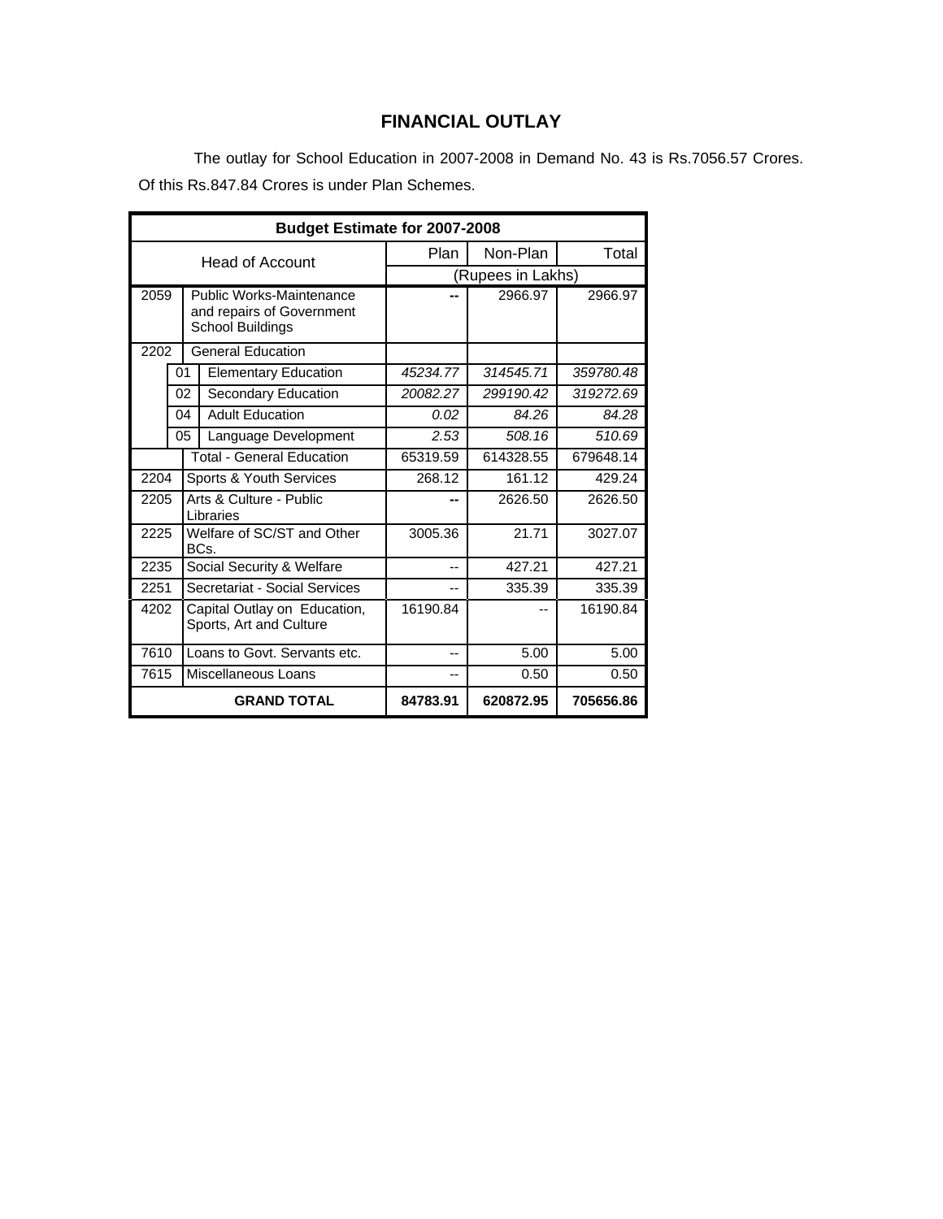## FINANCIAL OUTLAY

The outlay for School Education in 2007-2008 in Demand No. 43 is Rs.7056.57 Crores. Of this Rs.847.84 Crores is under Plan Schemes.

| Budget Estimate for 2007-2008 | | | | | | |
|---|---|---|---|---|---|---|
| Head of Account | | | Plan | Non-Plan | Total |
| | | | (Rupees in Lakhs) | | |
| 2059 | | Public Works-Maintenance and repairs of Government School Buildings | -- | 2966.97 | 2966.97 |
| 2202 | | General Education | | | |
| | 01 | Elementary Education | *45234.77* | *314545.71* | *359780.48* |
| | 02 | Secondary Education | *20082.27* | *299190.42* | *319272.69* |
| | 04 | Adult Education | *0.02* | *84.26* | *84.28* |
| | 05 | Language Development | *2.53* | *508.16* | *510.69* |
| | | Total - General Education | 65319.59 | 614328.55 | 679648.14 |
| 2204 | | Sports & Youth Services | 268.12 | 161.12 | 429.24 |
| 2205 | | Arts & Culture - Public Libraries | -- | 2626.50 | 2626.50 |
| 2225 | | Welfare of SC/ST and Other BCs. | 3005.36 | 21.71 | 3027.07 |
| 2235 | | Social Security & Welfare | -- | 427.21 | 427.21 |
| 2251 | | Secretariat - Social Services | -- | 335.39 | 335.39 |
| 4202 | | Capital Outlay on Education, Sports, Art and Culture | 16190.84 | -- | 16190.84 |
| 7610 | | Loans to Govt. Servants etc. | -- | 5.00 | 5.00 |
| 7615 | | Miscellaneous Loans | -- | 0.50 | 0.50 |
| **GRAND TOTAL** | | | **84783.91** | **620872.95** | **705656.86** |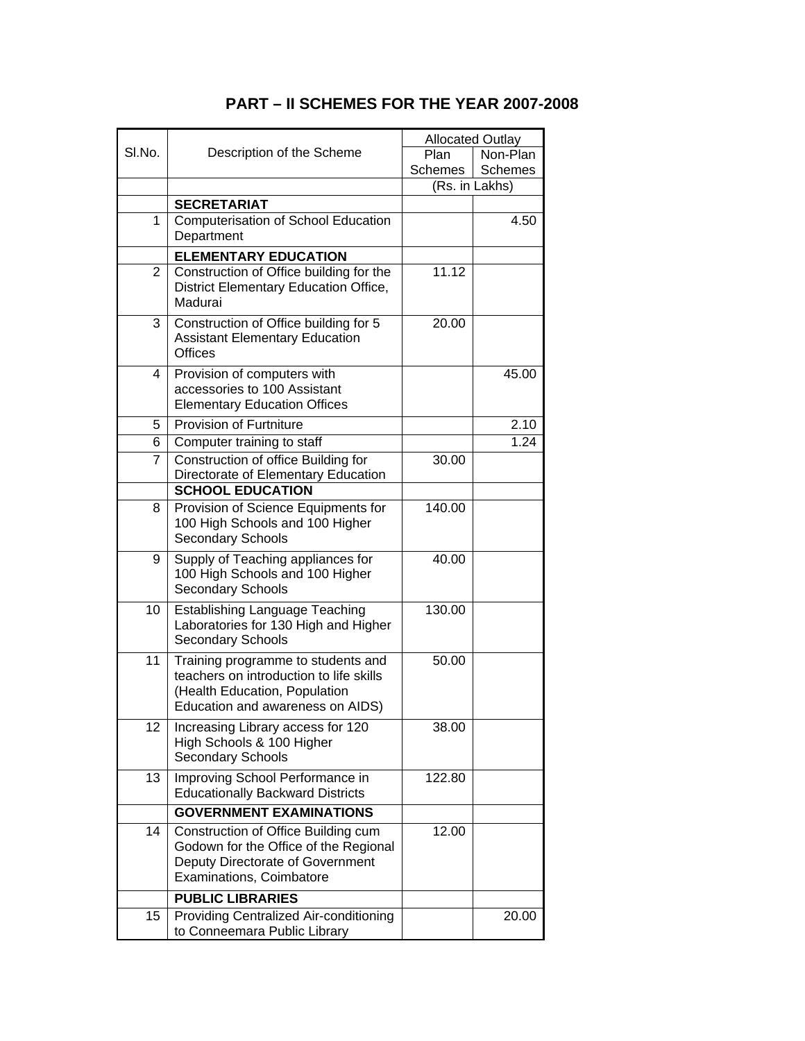# PART – II SCHEMES FOR THE YEAR 2007-2008

| Sl.No. | Description of the Scheme | Allocated Outlay | |
|---|---|---|---|
| | | Plan Schemes | Non-Plan Schemes |
| | | (Rs. in Lakhs) | |
| | **SECRETARIAT** | | |
| 1 | Computerisation of School Education Department | | 4.50 |
| | **ELEMENTARY EDUCATION** | | |
| 2 | Construction of Office building for the District Elementary Education Office, Madurai | 11.12 | |
| 3 | Construction of Office building for 5 Assistant Elementary Education Offices | 20.00 | |
| 4 | Provision of computers with accessories to 100 Assistant Elementary Education Offices | | 45.00 |
| 5 | Provision of Furtniture | | 2.10 |
| 6 | Computer training to staff | | 1.24 |
| 7 | Construction of office Building for Directorate of Elementary Education | 30.00 | |
| | **SCHOOL EDUCATION** | | |
| 8 | Provision of Science Equipments for 100 High Schools and 100 Higher Secondary Schools | 140.00 | |
| 9 | Supply of Teaching appliances for 100 High Schools and 100 Higher Secondary Schools | 40.00 | |
| 10 | Establishing Language Teaching Laboratories for 130 High and Higher Secondary Schools | 130.00 | |
| 11 | Training programme to students and teachers on introduction to life skills (Health Education, Population Education and awareness on AIDS) | 50.00 | |
| 12 | Increasing Library access for 120 High Schools & 100 Higher Secondary Schools | 38.00 | |
| 13 | Improving School Performance in Educationally Backward Districts | 122.80 | |
| | **GOVERNMENT EXAMINATIONS** | | |
| 14 | Construction of Office Building cum Godown for the Office of the Regional Deputy Directorate of Government Examinations, Coimbatore | 12.00 | |
| | **PUBLIC LIBRARIES** | | |
| 15 | Providing Centralized Air-conditioning to Conneemara Public Library | | 20.00 |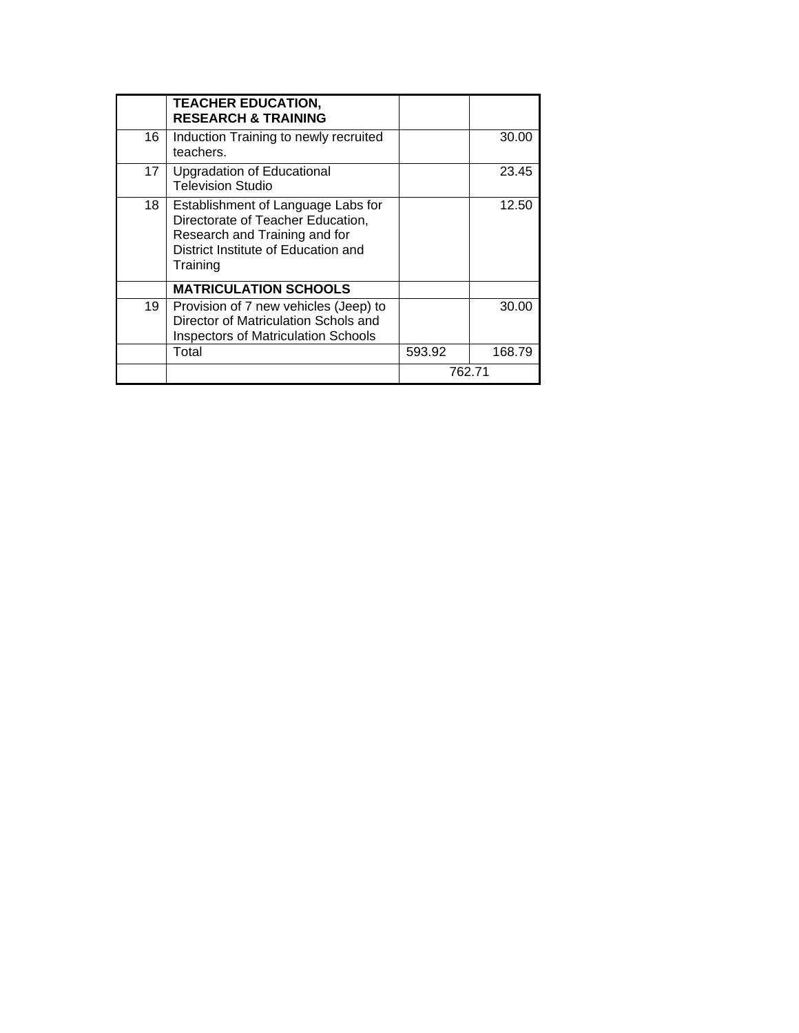| | | | |
|---|---|---|---|
| | **TEACHER EDUCATION, RESEARCH & TRAINING** | | |
| 16 | Induction Training to newly recruited teachers. | | 30.00 |
| 17 | Upgradation of Educational Television Studio | | 23.45 |
| 18 | Establishment of Language Labs for Directorate of Teacher Education, Research and Training and for District Institute of Education and Training | | 12.50 |
| | **MATRICULATION SCHOOLS** | | |
| 19 | Provision of 7 new vehicles (Jeep) to Director of Matriculation Schols and Inspectors of Matriculation Schools | | 30.00 |
| | Total | 593.92 | 168.79 |
| | | 762.71 | |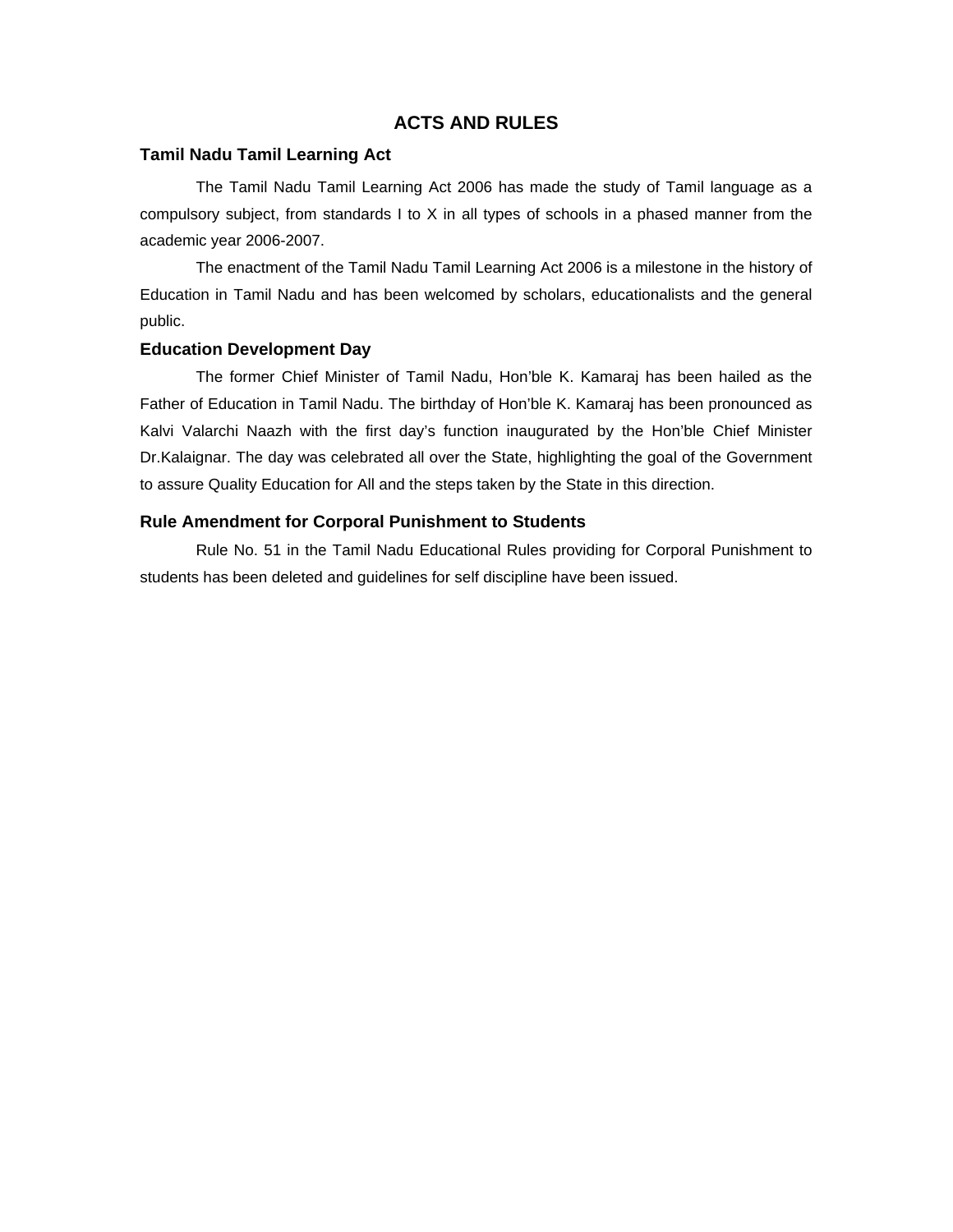# ACTS AND RULES

## Tamil Nadu Tamil Learning Act

The Tamil Nadu Tamil Learning Act 2006 has made the study of Tamil language as a compulsory subject, from standards I to X in all types of schools in a phased manner from the academic year 2006-2007.

The enactment of the Tamil Nadu Tamil Learning Act 2006 is a milestone in the history of Education in Tamil Nadu and has been welcomed by scholars, educationalists and the general public.

## Education Development Day

The former Chief Minister of Tamil Nadu, Hon'ble K. Kamaraj has been hailed as the Father of Education in Tamil Nadu. The birthday of Hon'ble K. Kamaraj has been pronounced as Kalvi Valarchi Naazh with the first day's function inaugurated by the Hon'ble Chief Minister Dr.Kalaignar. The day was celebrated all over the State, highlighting the goal of the Government to assure Quality Education for All and the steps taken by the State in this direction.

## Rule Amendment for Corporal Punishment to Students

Rule No. 51 in the Tamil Nadu Educational Rules providing for Corporal Punishment to students has been deleted and guidelines for self discipline have been issued.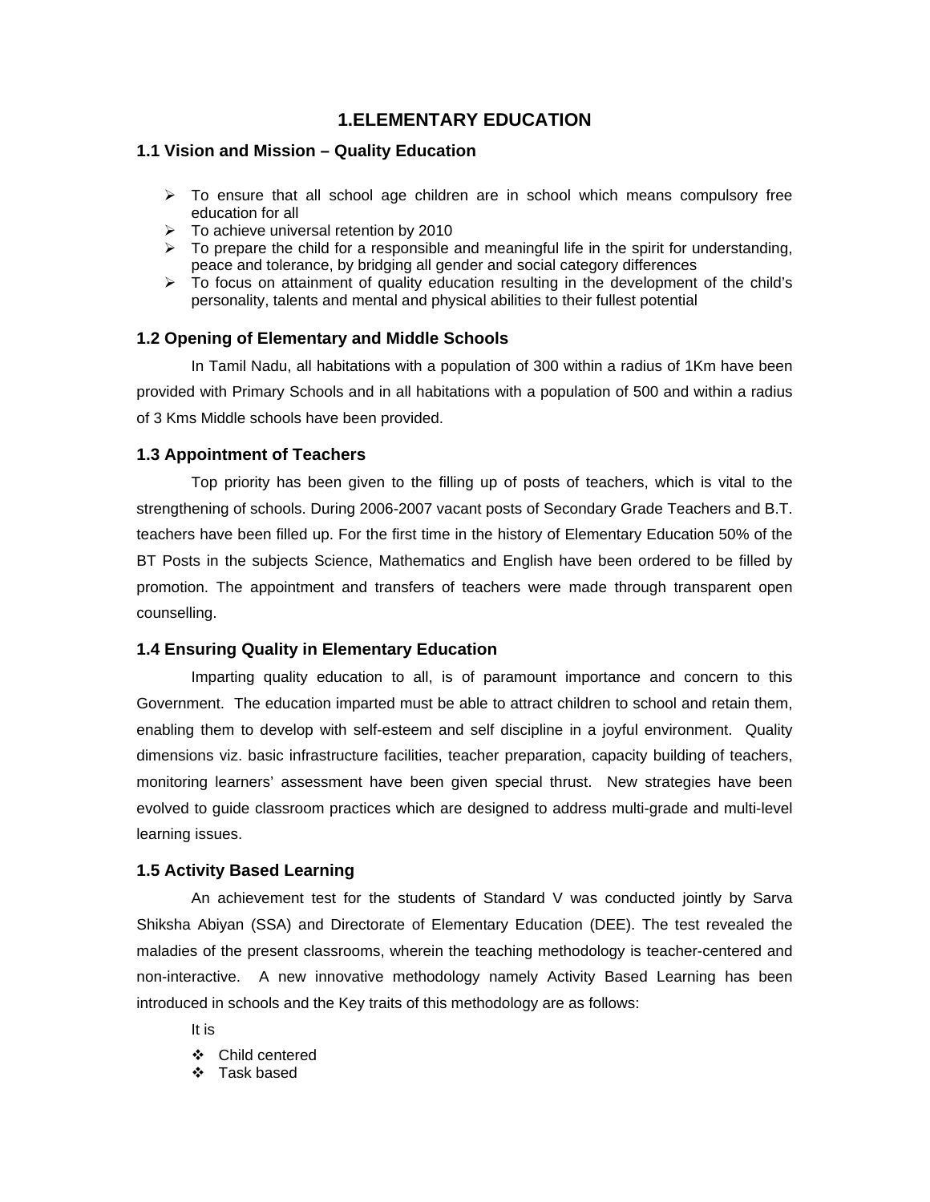# 1.ELEMENTARY EDUCATION

## 1.1 Vision and Mission – Quality Education

- To ensure that all school age children are in school which means compulsory free education for all
- To achieve universal retention by 2010
- To prepare the child for a responsible and meaningful life in the spirit for understanding, peace and tolerance, by bridging all gender and social category differences
- To focus on attainment of quality education resulting in the development of the child's personality, talents and mental and physical abilities to their fullest potential

## 1.2 Opening of Elementary and Middle Schools

In Tamil Nadu, all habitations with a population of 300 within a radius of 1Km have been provided with Primary Schools and in all habitations with a population of 500 and within a radius of 3 Kms Middle schools have been provided.

## 1.3 Appointment of Teachers

Top priority has been given to the filling up of posts of teachers, which is vital to the strengthening of schools. During 2006-2007 vacant posts of Secondary Grade Teachers and B.T. teachers have been filled up. For the first time in the history of Elementary Education 50% of the BT Posts in the subjects Science, Mathematics and English have been ordered to be filled by promotion. The appointment and transfers of teachers were made through transparent open counselling.

## 1.4 Ensuring Quality in Elementary Education

Imparting quality education to all, is of paramount importance and concern to this Government. The education imparted must be able to attract children to school and retain them, enabling them to develop with self-esteem and self discipline in a joyful environment. Quality dimensions viz. basic infrastructure facilities, teacher preparation, capacity building of teachers, monitoring learners' assessment have been given special thrust. New strategies have been evolved to guide classroom practices which are designed to address multi-grade and multi-level learning issues.

## 1.5 Activity Based Learning

An achievement test for the students of Standard V was conducted jointly by Sarva Shiksha Abiyan (SSA) and Directorate of Elementary Education (DEE). The test revealed the maladies of the present classrooms, wherein the teaching methodology is teacher-centered and non-interactive. A new innovative methodology namely Activity Based Learning has been introduced in schools and the Key traits of this methodology are as follows:

It is

- Child centered
- Task based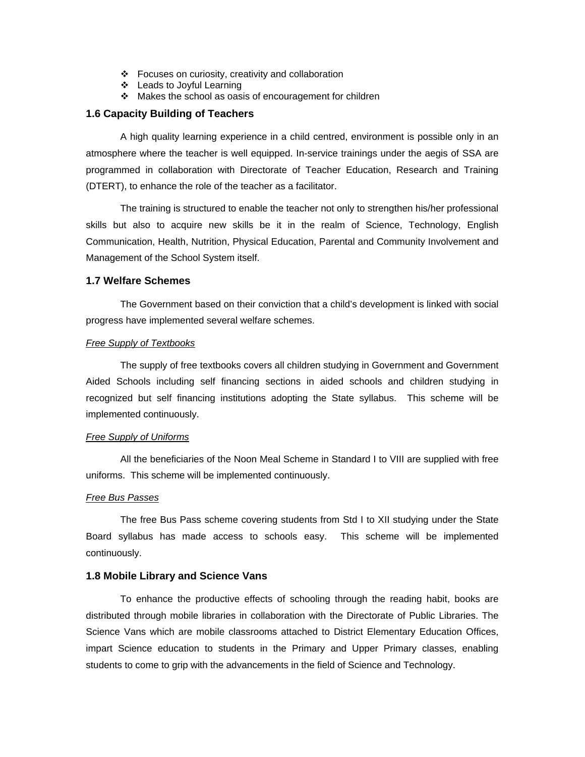- Focuses on curiosity, creativity and collaboration
- Leads to Joyful Learning
- Makes the school as oasis of encouragement for children

### 1.6 Capacity Building of Teachers

A high quality learning experience in a child centred, environment is possible only in an atmosphere where the teacher is well equipped. In-service trainings under the aegis of SSA are programmed in collaboration with Directorate of Teacher Education, Research and Training (DTERT), to enhance the role of the teacher as a facilitator.

The training is structured to enable the teacher not only to strengthen his/her professional skills but also to acquire new skills be it in the realm of Science, Technology, English Communication, Health, Nutrition, Physical Education, Parental and Community Involvement and Management of the School System itself.

### 1.7 Welfare Schemes

The Government based on their conviction that a child's development is linked with social progress have implemented several welfare schemes.

*Free Supply of Textbooks*

The supply of free textbooks covers all children studying in Government and Government Aided Schools including self financing sections in aided schools and children studying in recognized but self financing institutions adopting the State syllabus. This scheme will be implemented continuously.

*Free Supply of Uniforms*

All the beneficiaries of the Noon Meal Scheme in Standard I to VIII are supplied with free uniforms. This scheme will be implemented continuously.

*Free Bus Passes*

The free Bus Pass scheme covering students from Std I to XII studying under the State Board syllabus has made access to schools easy. This scheme will be implemented continuously.

### 1.8 Mobile Library and Science Vans

To enhance the productive effects of schooling through the reading habit, books are distributed through mobile libraries in collaboration with the Directorate of Public Libraries. The Science Vans which are mobile classrooms attached to District Elementary Education Offices, impart Science education to students in the Primary and Upper Primary classes, enabling students to come to grip with the advancements in the field of Science and Technology.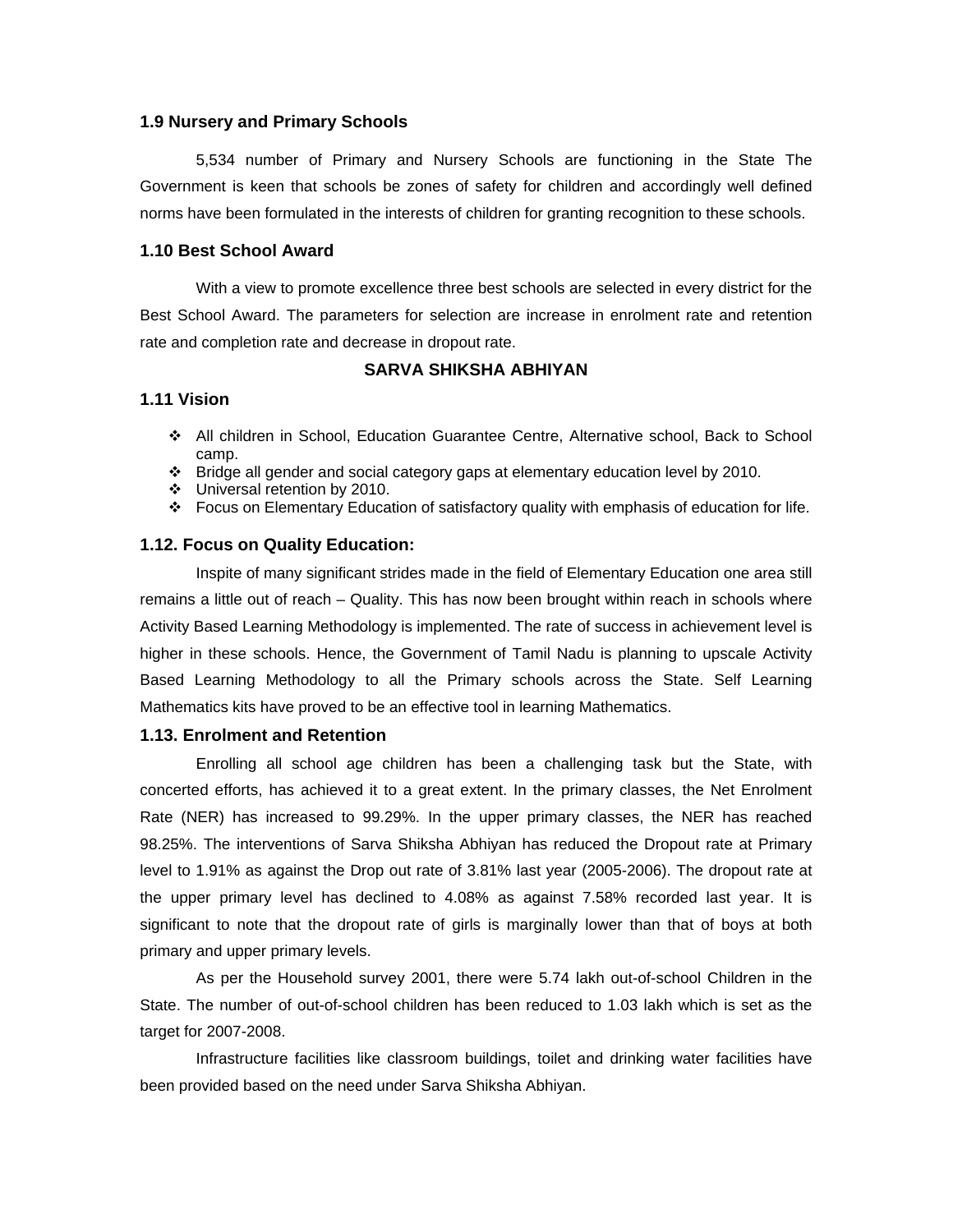### 1.9 Nursery and Primary Schools

5,534 number of Primary and Nursery Schools are functioning in the State The Government is keen that schools be zones of safety for children and accordingly well defined norms have been formulated in the interests of children for granting recognition to these schools.

### 1.10 Best School Award

With a view to promote excellence three best schools are selected in every district for the Best School Award. The parameters for selection are increase in enrolment rate and retention rate and completion rate and decrease in dropout rate.

## SARVA SHIKSHA ABHIYAN

### 1.11 Vision

- All children in School, Education Guarantee Centre, Alternative school, Back to School camp.
- Bridge all gender and social category gaps at elementary education level by 2010.
- Universal retention by 2010.
- Focus on Elementary Education of satisfactory quality with emphasis of education for life.

### 1.12. Focus on Quality Education:

Inspite of many significant strides made in the field of Elementary Education one area still remains a little out of reach – Quality. This has now been brought within reach in schools where Activity Based Learning Methodology is implemented. The rate of success in achievement level is higher in these schools. Hence, the Government of Tamil Nadu is planning to upscale Activity Based Learning Methodology to all the Primary schools across the State. Self Learning Mathematics kits have proved to be an effective tool in learning Mathematics.

### 1.13. Enrolment and Retention

Enrolling all school age children has been a challenging task but the State, with concerted efforts, has achieved it to a great extent. In the primary classes, the Net Enrolment Rate (NER) has increased to 99.29%. In the upper primary classes, the NER has reached 98.25%. The interventions of Sarva Shiksha Abhiyan has reduced the Dropout rate at Primary level to 1.91% as against the Drop out rate of 3.81% last year (2005-2006). The dropout rate at the upper primary level has declined to 4.08% as against 7.58% recorded last year. It is significant to note that the dropout rate of girls is marginally lower than that of boys at both primary and upper primary levels.

As per the Household survey 2001, there were 5.74 lakh out-of-school Children in the State. The number of out-of-school children has been reduced to 1.03 lakh which is set as the target for 2007-2008.

Infrastructure facilities like classroom buildings, toilet and drinking water facilities have been provided based on the need under Sarva Shiksha Abhiyan.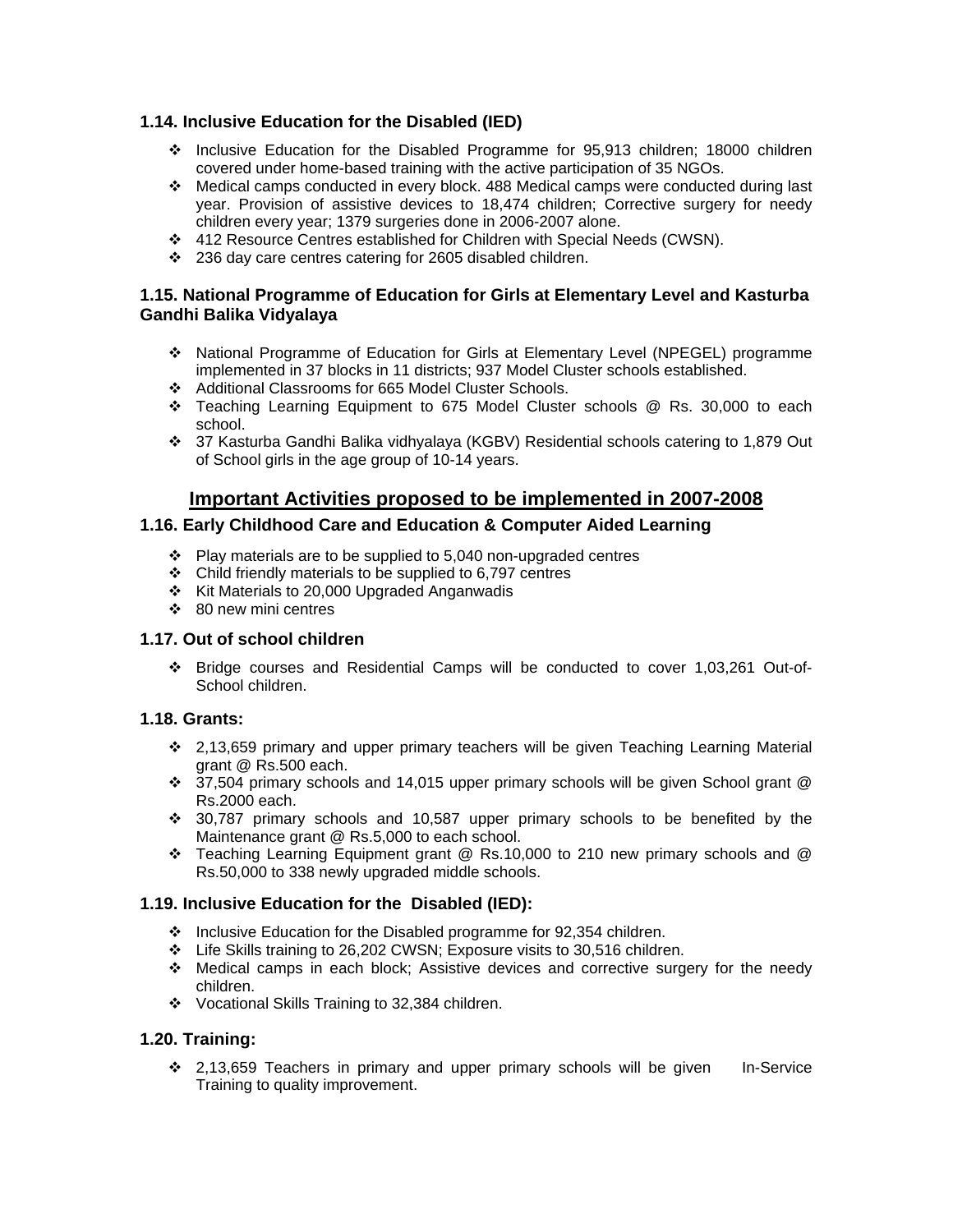### 1.14. Inclusive Education for the Disabled (IED)

- Inclusive Education for the Disabled Programme for 95,913 children; 18000 children covered under home-based training with the active participation of 35 NGOs.
- Medical camps conducted in every block. 488 Medical camps were conducted during last year. Provision of assistive devices to 18,474 children; Corrective surgery for needy children every year; 1379 surgeries done in 2006-2007 alone.
- 412 Resource Centres established for Children with Special Needs (CWSN).
- 236 day care centres catering for 2605 disabled children.

### 1.15. National Programme of Education for Girls at Elementary Level and Kasturba Gandhi Balika Vidyalaya

- National Programme of Education for Girls at Elementary Level (NPEGEL) programme implemented in 37 blocks in 11 districts; 937 Model Cluster schools established.
- Additional Classrooms for 665 Model Cluster Schools.
- Teaching Learning Equipment to 675 Model Cluster schools @ Rs. 30,000 to each school.
- 37 Kasturba Gandhi Balika vidhyalaya (KGBV) Residential schools catering to 1,879 Out of School girls in the age group of 10-14 years.

## Important Activities proposed to be implemented in 2007-2008

### 1.16. Early Childhood Care and Education & Computer Aided Learning

- Play materials are to be supplied to 5,040 non-upgraded centres
- Child friendly materials to be supplied to 6,797 centres
- Kit Materials to 20,000 Upgraded Anganwadis
- 80 new mini centres

### 1.17. Out of school children

- Bridge courses and Residential Camps will be conducted to cover 1,03,261 Out-of-School children.

### 1.18. Grants:

- 2,13,659 primary and upper primary teachers will be given Teaching Learning Material grant @ Rs.500 each.
- 37,504 primary schools and 14,015 upper primary schools will be given School grant @ Rs.2000 each.
- 30,787 primary schools and 10,587 upper primary schools to be benefited by the Maintenance grant @ Rs.5,000 to each school.
- Teaching Learning Equipment grant @ Rs.10,000 to 210 new primary schools and @ Rs.50,000 to 338 newly upgraded middle schools.

### 1.19. Inclusive Education for the Disabled (IED):

- Inclusive Education for the Disabled programme for 92,354 children.
- Life Skills training to 26,202 CWSN; Exposure visits to 30,516 children.
- Medical camps in each block; Assistive devices and corrective surgery for the needy children.
- Vocational Skills Training to 32,384 children.

### 1.20. Training:

- 2,13,659 Teachers in primary and upper primary schools will be given In-Service Training to quality improvement.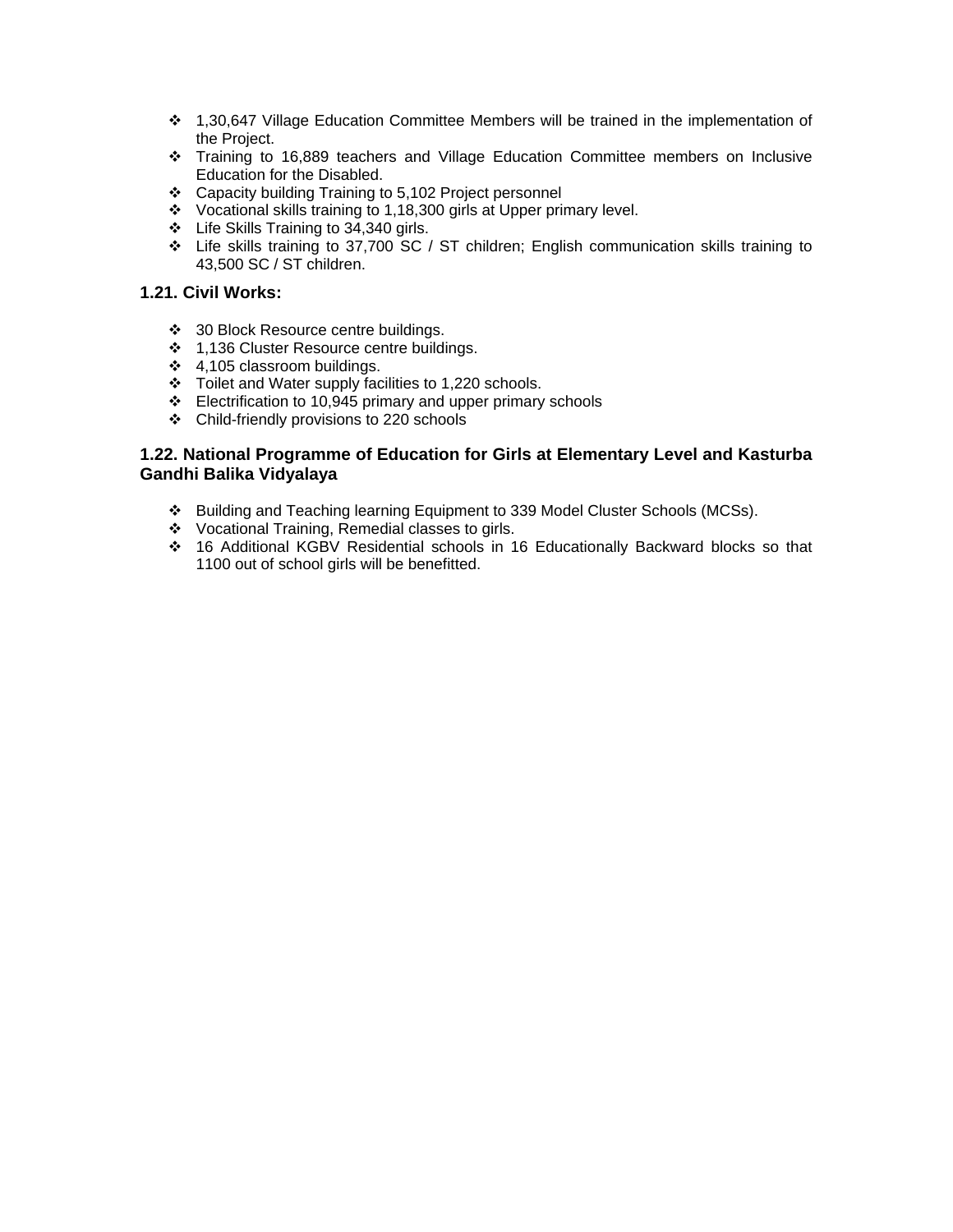- 1,30,647 Village Education Committee Members will be trained in the implementation of the Project.
- Training to 16,889 teachers and Village Education Committee members on Inclusive Education for the Disabled.
- Capacity building Training to 5,102 Project personnel
- Vocational skills training to 1,18,300 girls at Upper primary level.
- Life Skills Training to 34,340 girls.
- Life skills training to 37,700 SC / ST children; English communication skills training to 43,500 SC / ST children.

### 1.21. Civil Works:

- 30 Block Resource centre buildings.
- 1,136 Cluster Resource centre buildings.
- 4,105 classroom buildings.
- Toilet and Water supply facilities to 1,220 schools.
- Electrification to 10,945 primary and upper primary schools
- Child-friendly provisions to 220 schools

### 1.22. National Programme of Education for Girls at Elementary Level and Kasturba Gandhi Balika Vidyalaya

- Building and Teaching learning Equipment to 339 Model Cluster Schools (MCSs).
- Vocational Training, Remedial classes to girls.
- 16 Additional KGBV Residential schools in 16 Educationally Backward blocks so that 1100 out of school girls will be benefitted.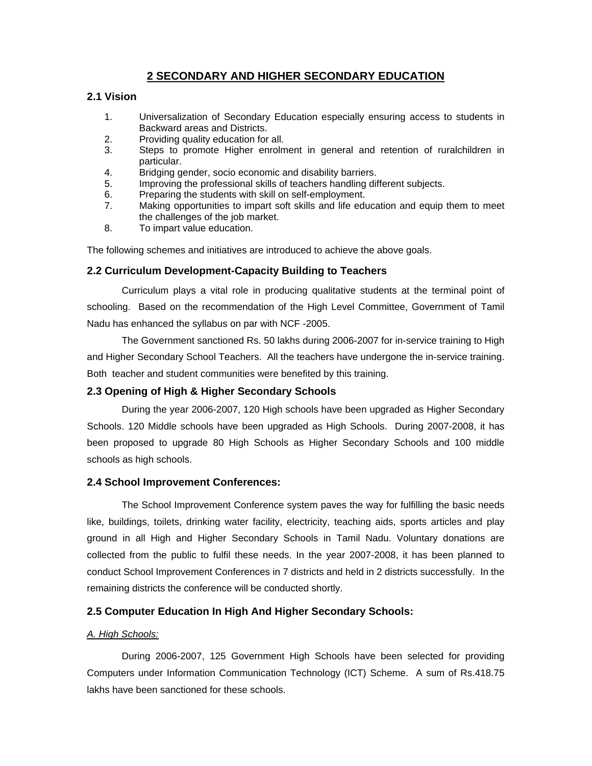# 2 SECONDARY AND HIGHER SECONDARY EDUCATION

## 2.1 Vision

1. Universalization of Secondary Education especially ensuring access to students in Backward areas and Districts.
2. Providing quality education for all.
3. Steps to promote Higher enrolment in general and retention of ruralchildren in particular.
4. Bridging gender, socio economic and disability barriers.
5. Improving the professional skills of teachers handling different subjects.
6. Preparing the students with skill on self-employment.
7. Making opportunities to impart soft skills and life education and equip them to meet the challenges of the job market.
8. To impart value education.

The following schemes and initiatives are introduced to achieve the above goals.

## 2.2 Curriculum Development-Capacity Building to Teachers

Curriculum plays a vital role in producing qualitative students at the terminal point of schooling. Based on the recommendation of the High Level Committee, Government of Tamil Nadu has enhanced the syllabus on par with NCF -2005.

The Government sanctioned Rs. 50 lakhs during 2006-2007 for in-service training to High and Higher Secondary School Teachers. All the teachers have undergone the in-service training. Both teacher and student communities were benefited by this training.

## 2.3 Opening of High & Higher Secondary Schools

During the year 2006-2007, 120 High schools have been upgraded as Higher Secondary Schools. 120 Middle schools have been upgraded as High Schools. During 2007-2008, it has been proposed to upgrade 80 High Schools as Higher Secondary Schools and 100 middle schools as high schools.

## 2.4 School Improvement Conferences:

The School Improvement Conference system paves the way for fulfilling the basic needs like, buildings, toilets, drinking water facility, electricity, teaching aids, sports articles and play ground in all High and Higher Secondary Schools in Tamil Nadu. Voluntary donations are collected from the public to fulfil these needs. In the year 2007-2008, it has been planned to conduct School Improvement Conferences in 7 districts and held in 2 districts successfully. In the remaining districts the conference will be conducted shortly.

## 2.5 Computer Education In High And Higher Secondary Schools:

*A. High Schools:*

During 2006-2007, 125 Government High Schools have been selected for providing Computers under Information Communication Technology (ICT) Scheme. A sum of Rs.418.75 lakhs have been sanctioned for these schools.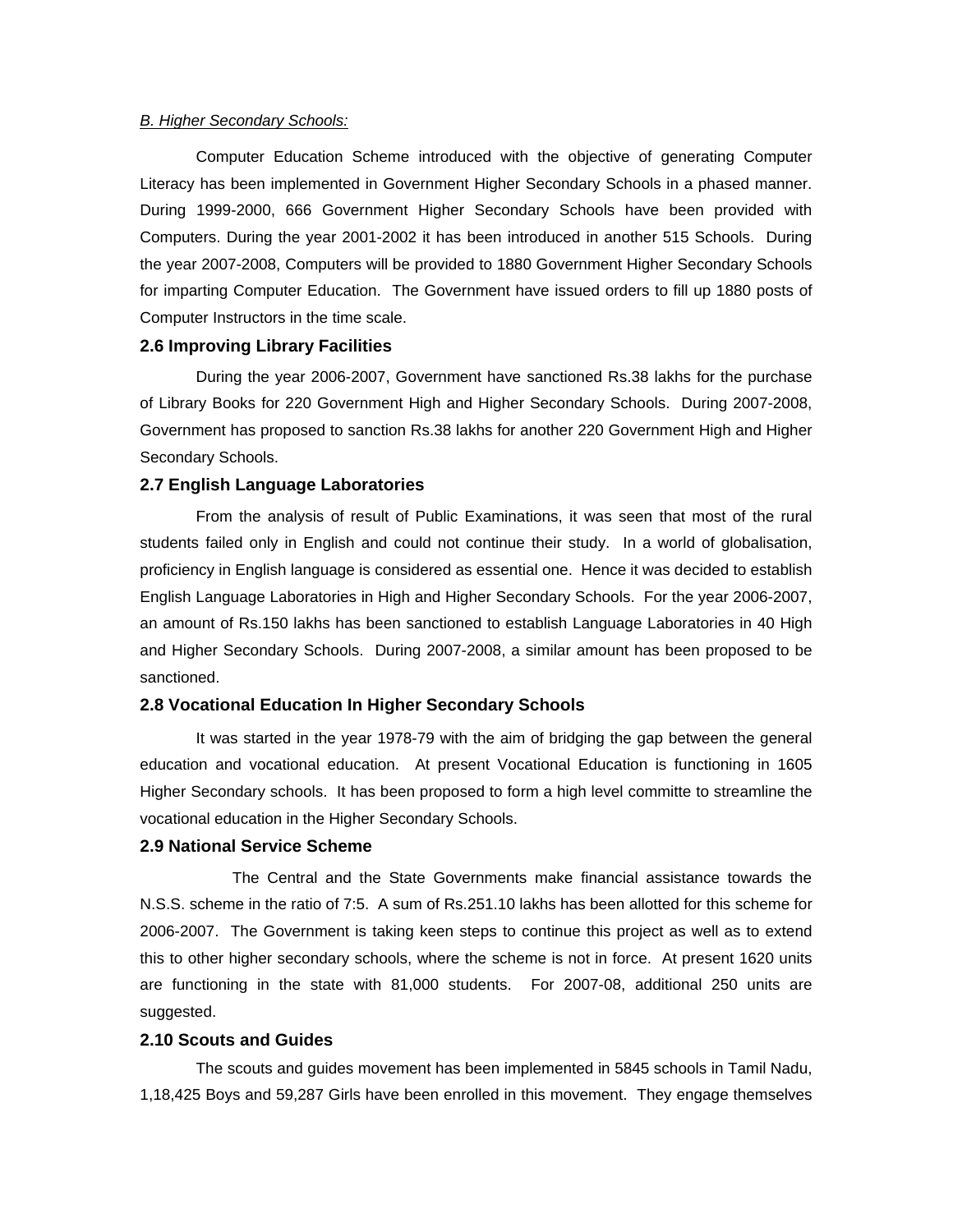*B. Higher Secondary Schools:*

Computer Education Scheme introduced with the objective of generating Computer Literacy has been implemented in Government Higher Secondary Schools in a phased manner. During 1999-2000, 666 Government Higher Secondary Schools have been provided with Computers. During the year 2001-2002 it has been introduced in another 515 Schools. During the year 2007-2008, Computers will be provided to 1880 Government Higher Secondary Schools for imparting Computer Education. The Government have issued orders to fill up 1880 posts of Computer Instructors in the time scale.

### 2.6 Improving Library Facilities

During the year 2006-2007, Government have sanctioned Rs.38 lakhs for the purchase of Library Books for 220 Government High and Higher Secondary Schools. During 2007-2008, Government has proposed to sanction Rs.38 lakhs for another 220 Government High and Higher Secondary Schools.

### 2.7 English Language Laboratories

From the analysis of result of Public Examinations, it was seen that most of the rural students failed only in English and could not continue their study. In a world of globalisation, proficiency in English language is considered as essential one. Hence it was decided to establish English Language Laboratories in High and Higher Secondary Schools. For the year 2006-2007, an amount of Rs.150 lakhs has been sanctioned to establish Language Laboratories in 40 High and Higher Secondary Schools. During 2007-2008, a similar amount has been proposed to be sanctioned.

### 2.8 Vocational Education In Higher Secondary Schools

It was started in the year 1978-79 with the aim of bridging the gap between the general education and vocational education. At present Vocational Education is functioning in 1605 Higher Secondary schools. It has been proposed to form a high level committe to streamline the vocational education in the Higher Secondary Schools.

### 2.9 National Service Scheme

The Central and the State Governments make financial assistance towards the N.S.S. scheme in the ratio of 7:5. A sum of Rs.251.10 lakhs has been allotted for this scheme for 2006-2007. The Government is taking keen steps to continue this project as well as to extend this to other higher secondary schools, where the scheme is not in force. At present 1620 units are functioning in the state with 81,000 students. For 2007-08, additional 250 units are suggested.

### 2.10 Scouts and Guides

The scouts and guides movement has been implemented in 5845 schools in Tamil Nadu, 1,18,425 Boys and 59,287 Girls have been enrolled in this movement. They engage themselves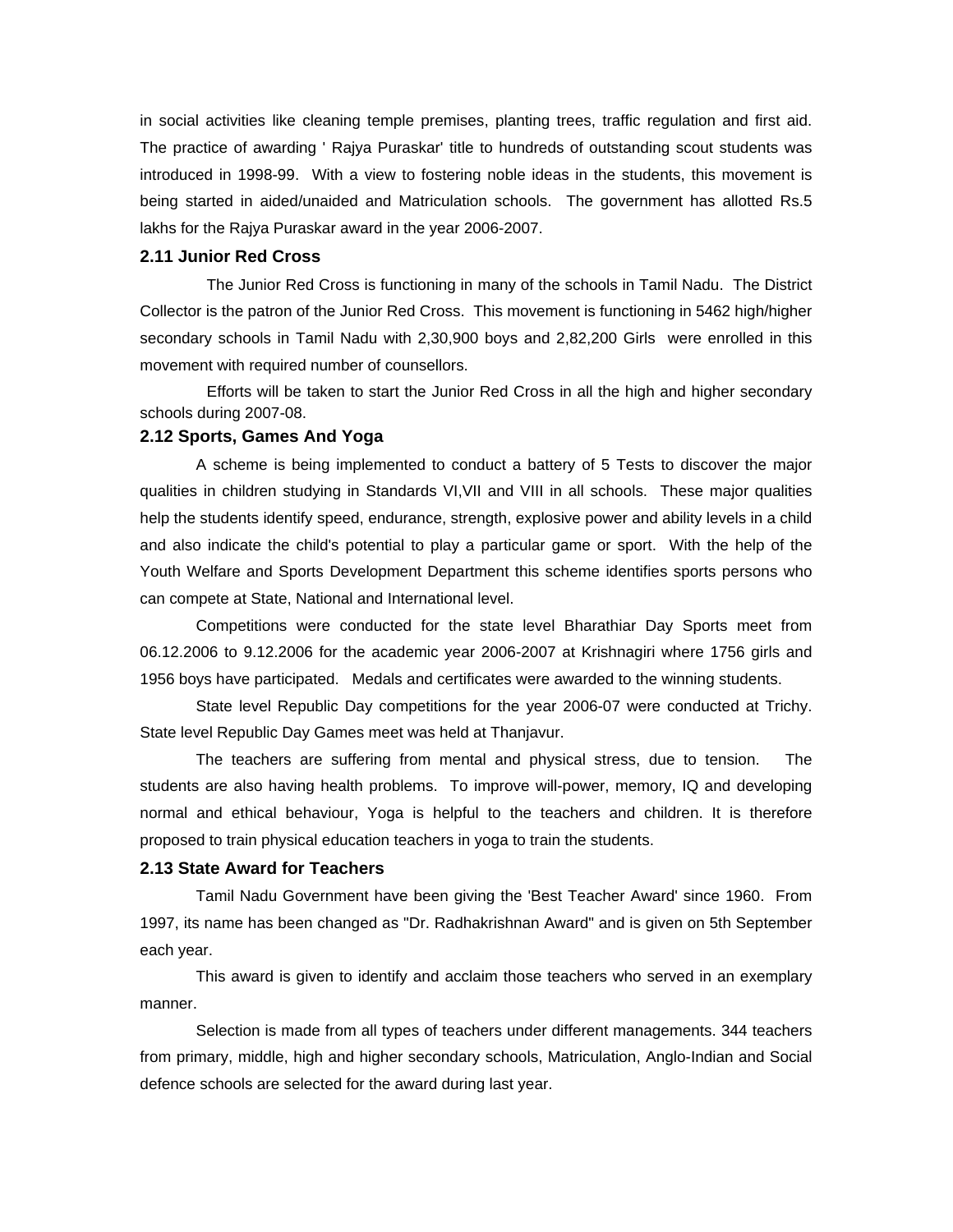in social activities like cleaning temple premises, planting trees, traffic regulation and first aid. The practice of awarding ' Rajya Puraskar' title to hundreds of outstanding scout students was introduced in 1998-99. With a view to fostering noble ideas in the students, this movement is being started in aided/unaided and Matriculation schools. The government has allotted Rs.5 lakhs for the Rajya Puraskar award in the year 2006-2007.

### 2.11 Junior Red Cross

The Junior Red Cross is functioning in many of the schools in Tamil Nadu. The District Collector is the patron of the Junior Red Cross. This movement is functioning in 5462 high/higher secondary schools in Tamil Nadu with 2,30,900 boys and 2,82,200 Girls were enrolled in this movement with required number of counsellors.

Efforts will be taken to start the Junior Red Cross in all the high and higher secondary schools during 2007-08.

### 2.12 Sports, Games And Yoga

A scheme is being implemented to conduct a battery of 5 Tests to discover the major qualities in children studying in Standards VI,VII and VIII in all schools. These major qualities help the students identify speed, endurance, strength, explosive power and ability levels in a child and also indicate the child's potential to play a particular game or sport. With the help of the Youth Welfare and Sports Development Department this scheme identifies sports persons who can compete at State, National and International level.

Competitions were conducted for the state level Bharathiar Day Sports meet from 06.12.2006 to 9.12.2006 for the academic year 2006-2007 at Krishnagiri where 1756 girls and 1956 boys have participated. Medals and certificates were awarded to the winning students.

State level Republic Day competitions for the year 2006-07 were conducted at Trichy. State level Republic Day Games meet was held at Thanjavur.

The teachers are suffering from mental and physical stress, due to tension. The students are also having health problems. To improve will-power, memory, IQ and developing normal and ethical behaviour, Yoga is helpful to the teachers and children. It is therefore proposed to train physical education teachers in yoga to train the students.

### 2.13 State Award for Teachers

Tamil Nadu Government have been giving the 'Best Teacher Award' since 1960. From 1997, its name has been changed as "Dr. Radhakrishnan Award" and is given on 5th September each year.

This award is given to identify and acclaim those teachers who served in an exemplary manner.

Selection is made from all types of teachers under different managements. 344 teachers from primary, middle, high and higher secondary schools, Matriculation, Anglo-Indian and Social defence schools are selected for the award during last year.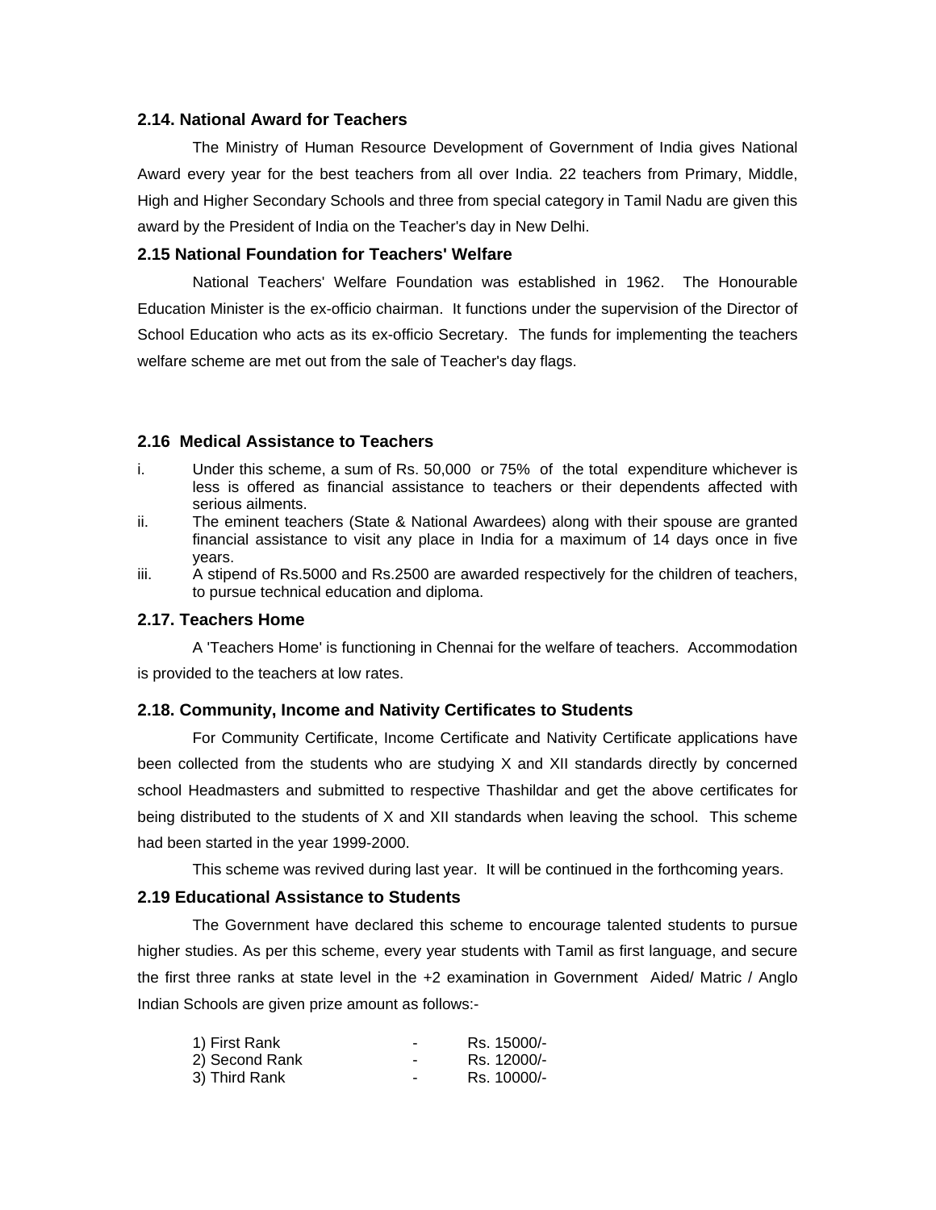### 2.14. National Award for Teachers

The Ministry of Human Resource Development of Government of India gives National Award every year for the best teachers from all over India. 22 teachers from Primary, Middle, High and Higher Secondary Schools and three from special category in Tamil Nadu are given this award by the President of India on the Teacher's day in New Delhi.

### 2.15 National Foundation for Teachers' Welfare

National Teachers' Welfare Foundation was established in 1962. The Honourable Education Minister is the ex-officio chairman. It functions under the supervision of the Director of School Education who acts as its ex-officio Secretary. The funds for implementing the teachers welfare scheme are met out from the sale of Teacher's day flags.

### 2.16 Medical Assistance to Teachers

i. Under this scheme, a sum of Rs. 50,000 or 75% of the total expenditure whichever is less is offered as financial assistance to teachers or their dependents affected with serious ailments.

ii. The eminent teachers (State & National Awardees) along with their spouse are granted financial assistance to visit any place in India for a maximum of 14 days once in five years.

iii. A stipend of Rs.5000 and Rs.2500 are awarded respectively for the children of teachers, to pursue technical education and diploma.

### 2.17. Teachers Home

A 'Teachers Home' is functioning in Chennai for the welfare of teachers. Accommodation is provided to the teachers at low rates.

### 2.18. Community, Income and Nativity Certificates to Students

For Community Certificate, Income Certificate and Nativity Certificate applications have been collected from the students who are studying X and XII standards directly by concerned school Headmasters and submitted to respective Thashildar and get the above certificates for being distributed to the students of X and XII standards when leaving the school. This scheme had been started in the year 1999-2000.

This scheme was revived during last year. It will be continued in the forthcoming years.

### 2.19 Educational Assistance to Students

The Government have declared this scheme to encourage talented students to pursue higher studies. As per this scheme, every year students with Tamil as first language, and secure the first three ranks at state level in the +2 examination in Government Aided/ Matric / Anglo Indian Schools are given prize amount as follows:-

1) First Rank - Rs. 15000/-
2) Second Rank - Rs. 12000/-
3) Third Rank - Rs. 10000/-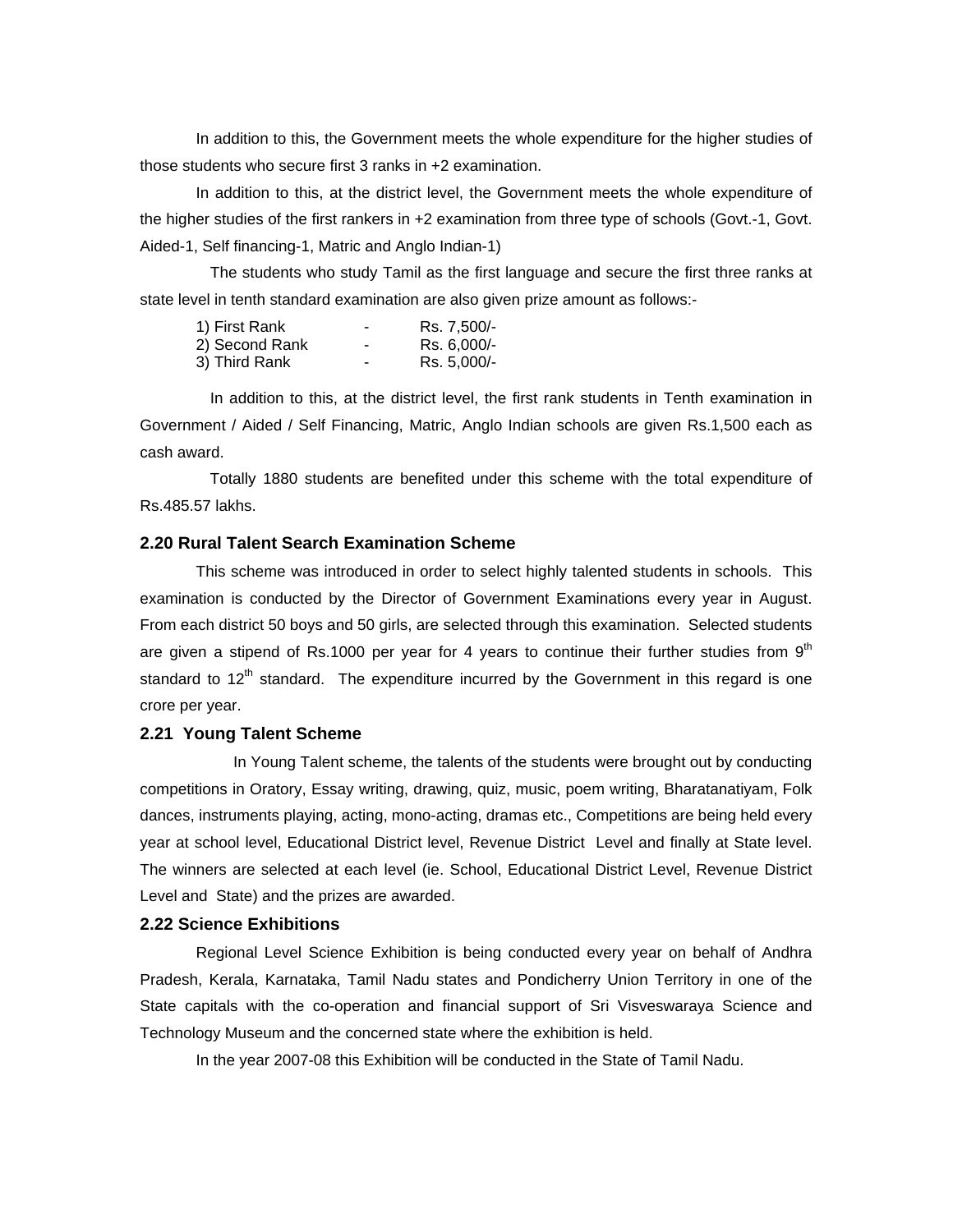In addition to this, the Government meets the whole expenditure for the higher studies of those students who secure first 3 ranks in +2 examination.

In addition to this, at the district level, the Government meets the whole expenditure of the higher studies of the first rankers in +2 examination from three type of schools (Govt.-1, Govt. Aided-1, Self financing-1, Matric and Anglo Indian-1)

The students who study Tamil as the first language and secure the first three ranks at state level in tenth standard examination are also given prize amount as follows:-

| | | |
|---|---|---|
| 1) First Rank | - | Rs. 7,500/- |
| 2) Second Rank | - | Rs. 6,000/- |
| 3) Third Rank | - | Rs. 5,000/- |

In addition to this, at the district level, the first rank students in Tenth examination in Government / Aided / Self Financing, Matric, Anglo Indian schools are given Rs.1,500 each as cash award.

Totally 1880 students are benefited under this scheme with the total expenditure of Rs.485.57 lakhs.

### 2.20 Rural Talent Search Examination Scheme

This scheme was introduced in order to select highly talented students in schools. This examination is conducted by the Director of Government Examinations every year in August. From each district 50 boys and 50 girls, are selected through this examination. Selected students are given a stipend of Rs.1000 per year for 4 years to continue their further studies from 9th standard to 12th standard. The expenditure incurred by the Government in this regard is one crore per year.

### 2.21 Young Talent Scheme

In Young Talent scheme, the talents of the students were brought out by conducting competitions in Oratory, Essay writing, drawing, quiz, music, poem writing, Bharatanatiyam, Folk dances, instruments playing, acting, mono-acting, dramas etc., Competitions are being held every year at school level, Educational District level, Revenue District Level and finally at State level. The winners are selected at each level (ie. School, Educational District Level, Revenue District Level and State) and the prizes are awarded.

### 2.22 Science Exhibitions

Regional Level Science Exhibition is being conducted every year on behalf of Andhra Pradesh, Kerala, Karnataka, Tamil Nadu states and Pondicherry Union Territory in one of the State capitals with the co-operation and financial support of Sri Visveswaraya Science and Technology Museum and the concerned state where the exhibition is held.

In the year 2007-08 this Exhibition will be conducted in the State of Tamil Nadu.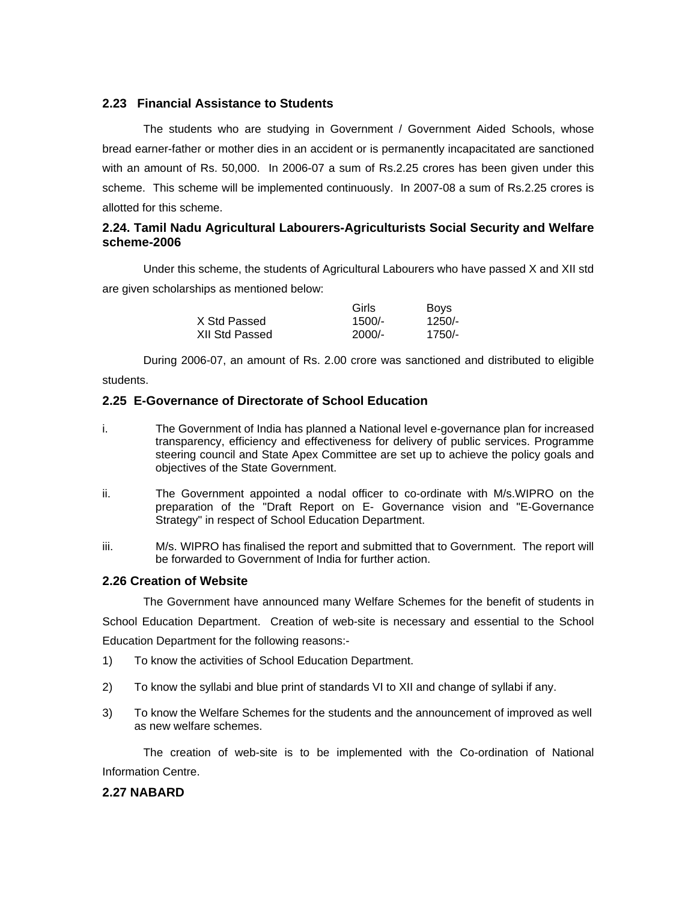### 2.23 Financial Assistance to Students

The students who are studying in Government / Government Aided Schools, whose bread earner-father or mother dies in an accident or is permanently incapacitated are sanctioned with an amount of Rs. 50,000. In 2006-07 a sum of Rs.2.25 crores has been given under this scheme. This scheme will be implemented continuously. In 2007-08 a sum of Rs.2.25 crores is allotted for this scheme.

### 2.24. Tamil Nadu Agricultural Labourers-Agriculturists Social Security and Welfare scheme-2006

Under this scheme, the students of Agricultural Labourers who have passed X and XII std are given scholarships as mentioned below:

| | Girls | Boys |
|---|---|---|
| X Std Passed | 1500/- | 1250/- |
| XII Std Passed | 2000/- | 1750/- |

During 2006-07, an amount of Rs. 2.00 crore was sanctioned and distributed to eligible students.

### 2.25 E-Governance of Directorate of School Education

i. The Government of India has planned a National level e-governance plan for increased transparency, efficiency and effectiveness for delivery of public services. Programme steering council and State Apex Committee are set up to achieve the policy goals and objectives of the State Government.

ii. The Government appointed a nodal officer to co-ordinate with M/s.WIPRO on the preparation of the "Draft Report on E- Governance vision and "E-Governance Strategy" in respect of School Education Department.

iii. M/s. WIPRO has finalised the report and submitted that to Government. The report will be forwarded to Government of India for further action.

### 2.26 Creation of Website

The Government have announced many Welfare Schemes for the benefit of students in School Education Department. Creation of web-site is necessary and essential to the School Education Department for the following reasons:-

1) To know the activities of School Education Department.

2) To know the syllabi and blue print of standards VI to XII and change of syllabi if any.

3) To know the Welfare Schemes for the students and the announcement of improved as well as new welfare schemes.

The creation of web-site is to be implemented with the Co-ordination of National Information Centre.

### 2.27 NABARD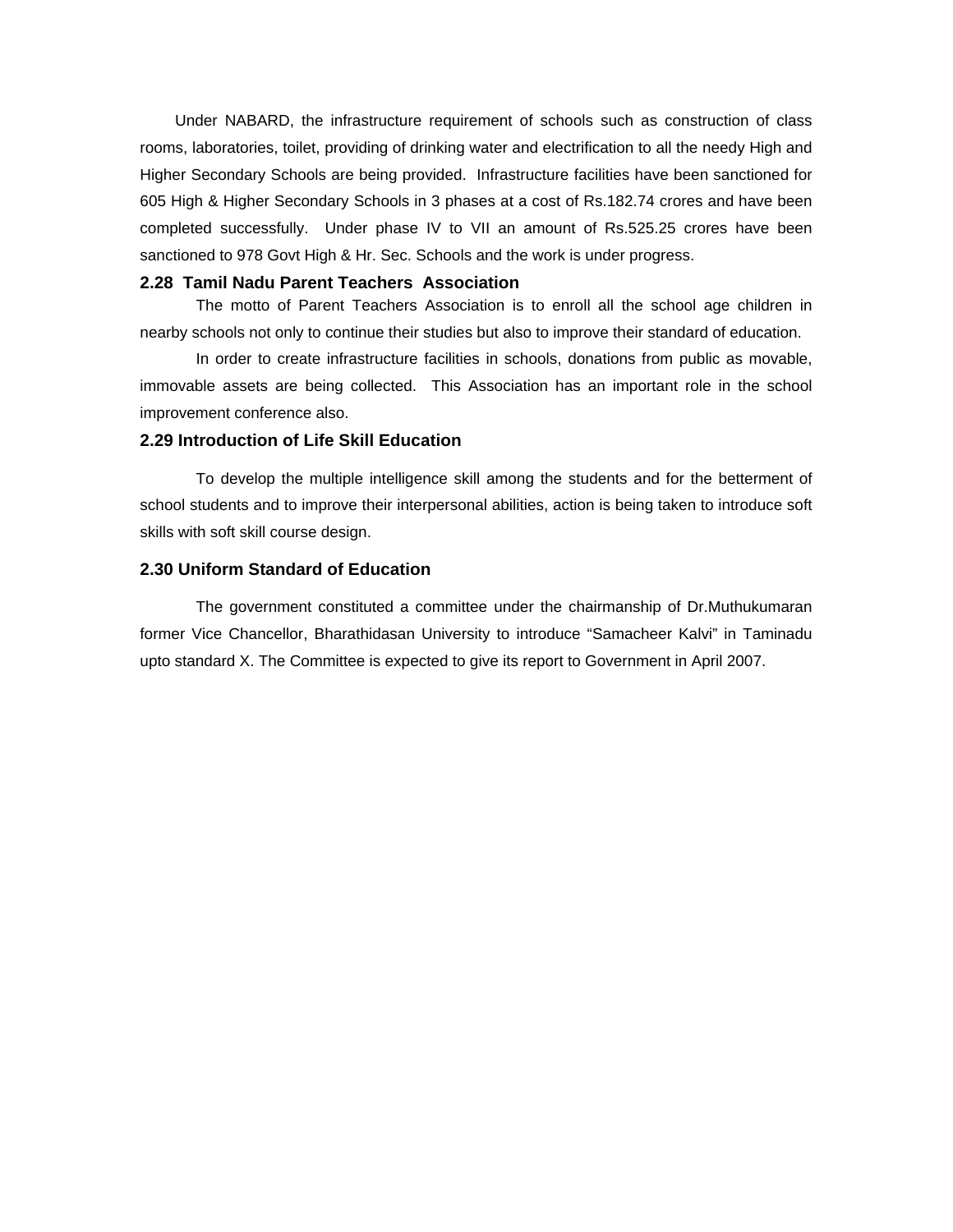Under NABARD, the infrastructure requirement of schools such as construction of class rooms, laboratories, toilet, providing of drinking water and electrification to all the needy High and Higher Secondary Schools are being provided. Infrastructure facilities have been sanctioned for 605 High & Higher Secondary Schools in 3 phases at a cost of Rs.182.74 crores and have been completed successfully. Under phase IV to VII an amount of Rs.525.25 crores have been sanctioned to 978 Govt High & Hr. Sec. Schools and the work is under progress.

### 2.28 Tamil Nadu Parent Teachers Association

The motto of Parent Teachers Association is to enroll all the school age children in nearby schools not only to continue their studies but also to improve their standard of education.

In order to create infrastructure facilities in schools, donations from public as movable, immovable assets are being collected. This Association has an important role in the school improvement conference also.

### 2.29 Introduction of Life Skill Education

To develop the multiple intelligence skill among the students and for the betterment of school students and to improve their interpersonal abilities, action is being taken to introduce soft skills with soft skill course design.

### 2.30 Uniform Standard of Education

The government constituted a committee under the chairmanship of Dr.Muthukumaran former Vice Chancellor, Bharathidasan University to introduce “Samacheer Kalvi” in Taminadu upto standard X. The Committee is expected to give its report to Government in April 2007.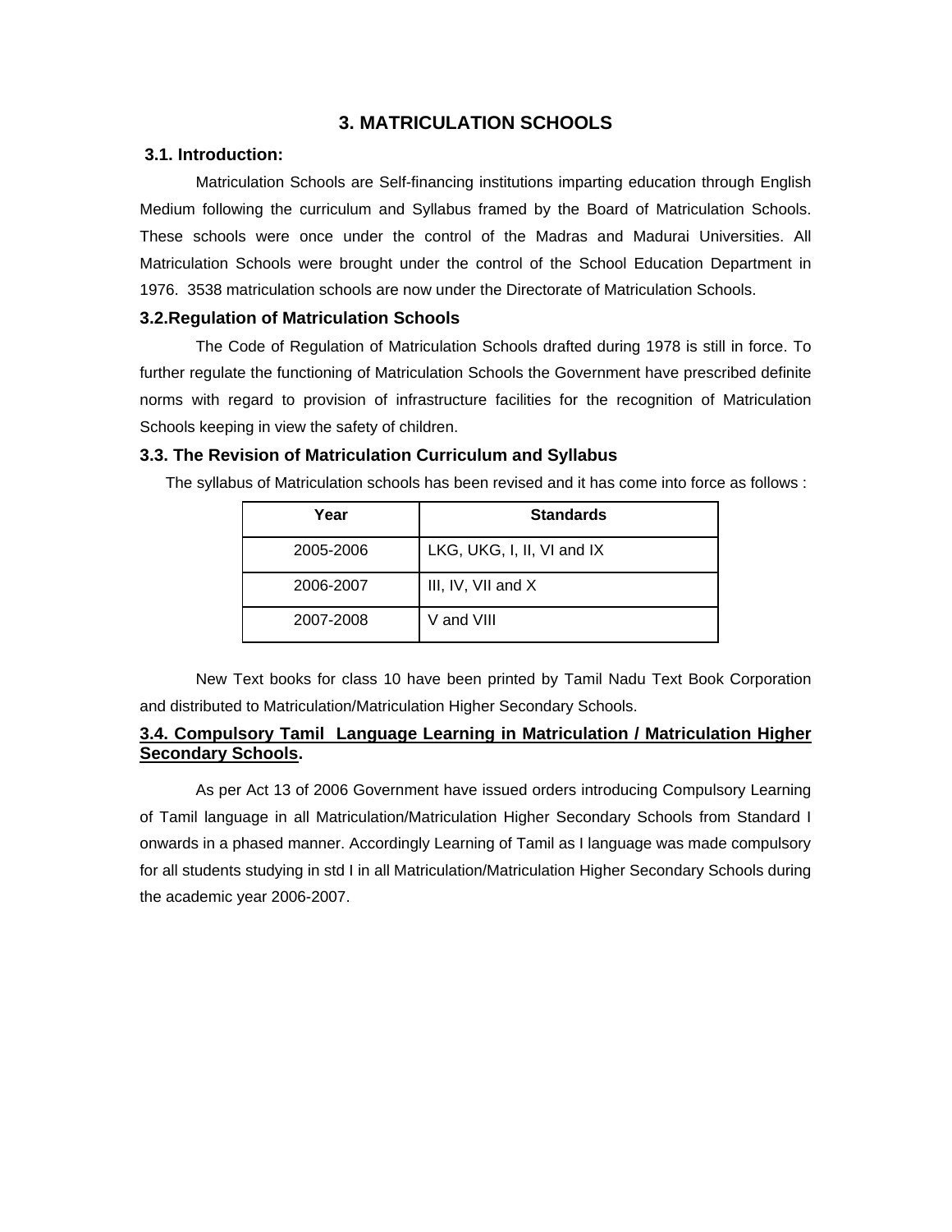# 3. MATRICULATION SCHOOLS

### 3.1. Introduction:

Matriculation Schools are Self-financing institutions imparting education through English Medium following the curriculum and Syllabus framed by the Board of Matriculation Schools. These schools were once under the control of the Madras and Madurai Universities. All Matriculation Schools were brought under the control of the School Education Department in 1976. 3538 matriculation schools are now under the Directorate of Matriculation Schools.

### 3.2.Regulation of Matriculation Schools

The Code of Regulation of Matriculation Schools drafted during 1978 is still in force. To further regulate the functioning of Matriculation Schools the Government have prescribed definite norms with regard to provision of infrastructure facilities for the recognition of Matriculation Schools keeping in view the safety of children.

### 3.3. The Revision of Matriculation Curriculum and Syllabus

The syllabus of Matriculation schools has been revised and it has come into force as follows :

| Year | Standards |
|---|---|
| 2005-2006 | LKG, UKG, I, II, VI and IX |
| 2006-2007 | III, IV, VII and X |
| 2007-2008 | V and VIII |

New Text books for class 10 have been printed by Tamil Nadu Text Book Corporation and distributed to Matriculation/Matriculation Higher Secondary Schools.

### <u>3.4. Compulsory Tamil Language Learning in Matriculation / Matriculation Higher Secondary Schools</u>.

As per Act 13 of 2006 Government have issued orders introducing Compulsory Learning of Tamil language in all Matriculation/Matriculation Higher Secondary Schools from Standard I onwards in a phased manner. Accordingly Learning of Tamil as I language was made compulsory for all students studying in std I in all Matriculation/Matriculation Higher Secondary Schools during the academic year 2006-2007.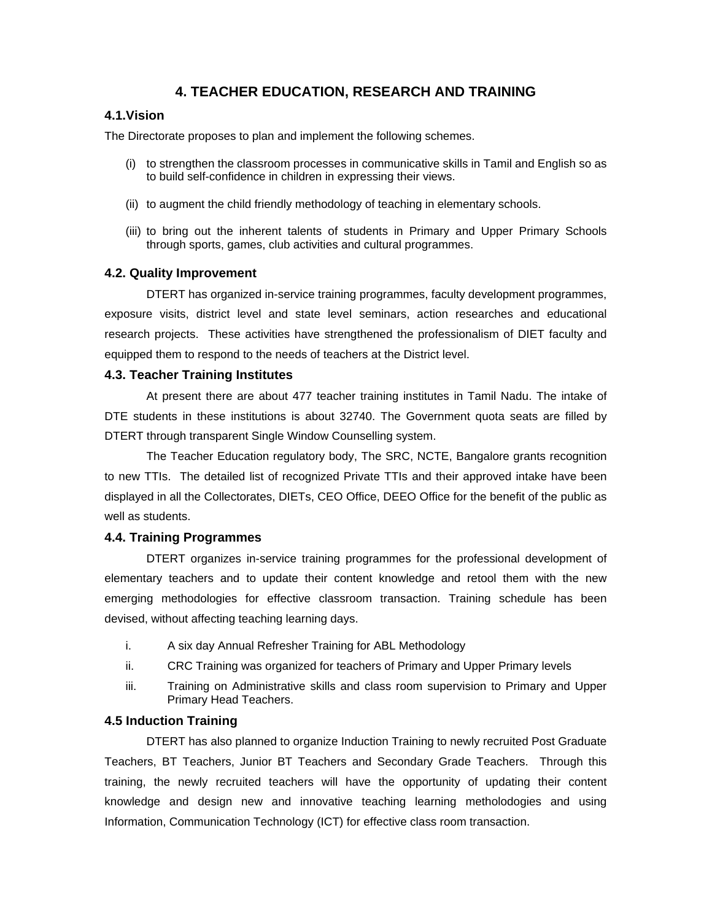# 4. TEACHER EDUCATION, RESEARCH AND TRAINING

## 4.1.Vision

The Directorate proposes to plan and implement the following schemes.

(i) to strengthen the classroom processes in communicative skills in Tamil and English so as to build self-confidence in children in expressing their views.

(ii) to augment the child friendly methodology of teaching in elementary schools.

(iii) to bring out the inherent talents of students in Primary and Upper Primary Schools through sports, games, club activities and cultural programmes.

## 4.2. Quality Improvement

DTERT has organized in-service training programmes, faculty development programmes, exposure visits, district level and state level seminars, action researches and educational research projects. These activities have strengthened the professionalism of DIET faculty and equipped them to respond to the needs of teachers at the District level.

## 4.3. Teacher Training Institutes

At present there are about 477 teacher training institutes in Tamil Nadu. The intake of DTE students in these institutions is about 32740. The Government quota seats are filled by DTERT through transparent Single Window Counselling system.

The Teacher Education regulatory body, The SRC, NCTE, Bangalore grants recognition to new TTIs. The detailed list of recognized Private TTIs and their approved intake have been displayed in all the Collectorates, DIETs, CEO Office, DEEO Office for the benefit of the public as well as students.

## 4.4. Training Programmes

DTERT organizes in-service training programmes for the professional development of elementary teachers and to update their content knowledge and retool them with the new emerging methodologies for effective classroom transaction. Training schedule has been devised, without affecting teaching learning days.

i. A six day Annual Refresher Training for ABL Methodology

ii. CRC Training was organized for teachers of Primary and Upper Primary levels

iii. Training on Administrative skills and class room supervision to Primary and Upper Primary Head Teachers.

## 4.5 Induction Training

DTERT has also planned to organize Induction Training to newly recruited Post Graduate Teachers, BT Teachers, Junior BT Teachers and Secondary Grade Teachers. Through this training, the newly recruited teachers will have the opportunity of updating their content knowledge and design new and innovative teaching learning metholodogies and using Information, Communication Technology (ICT) for effective class room transaction.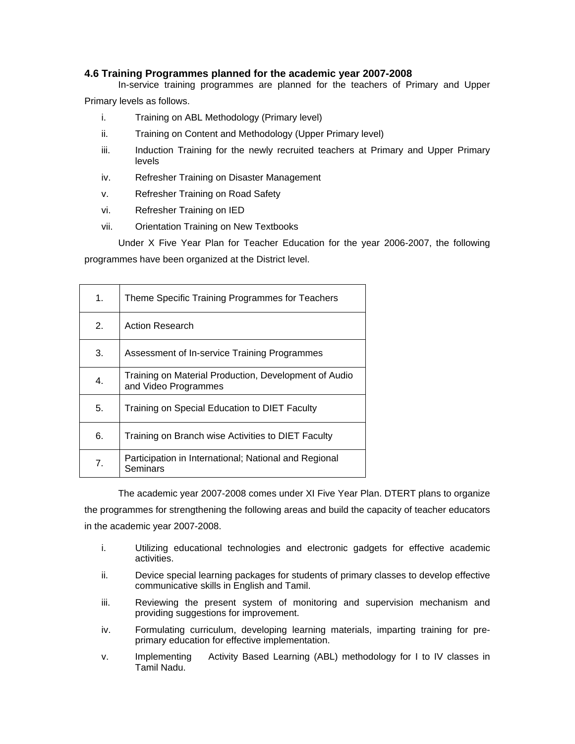### 4.6 Training Programmes planned for the academic year 2007-2008

In-service training programmes are planned for the teachers of Primary and Upper Primary levels as follows.

i. Training on ABL Methodology (Primary level)
ii. Training on Content and Methodology (Upper Primary level)
iii. Induction Training for the newly recruited teachers at Primary and Upper Primary levels
iv. Refresher Training on Disaster Management
v. Refresher Training on Road Safety
vi. Refresher Training on IED
vii. Orientation Training on New Textbooks

Under X Five Year Plan for Teacher Education for the year 2006-2007, the following programmes have been organized at the District level.

| | |
|---|---|
| 1. | Theme Specific Training Programmes for Teachers |
| 2. | Action Research |
| 3. | Assessment of In-service Training Programmes |
| 4. | Training on Material Production, Development of Audio and Video Programmes |
| 5. | Training on Special Education to DIET Faculty |
| 6. | Training on Branch wise Activities to DIET Faculty |
| 7. | Participation in International; National and Regional Seminars |

The academic year 2007-2008 comes under XI Five Year Plan. DTERT plans to organize the programmes for strengthening the following areas and build the capacity of teacher educators in the academic year 2007-2008.

i. Utilizing educational technologies and electronic gadgets for effective academic activities.
ii. Device special learning packages for students of primary classes to develop effective communicative skills in English and Tamil.
iii. Reviewing the present system of monitoring and supervision mechanism and providing suggestions for improvement.
iv. Formulating curriculum, developing learning materials, imparting training for pre-primary education for effective implementation.
v. Implementing Activity Based Learning (ABL) methodology for I to IV classes in Tamil Nadu.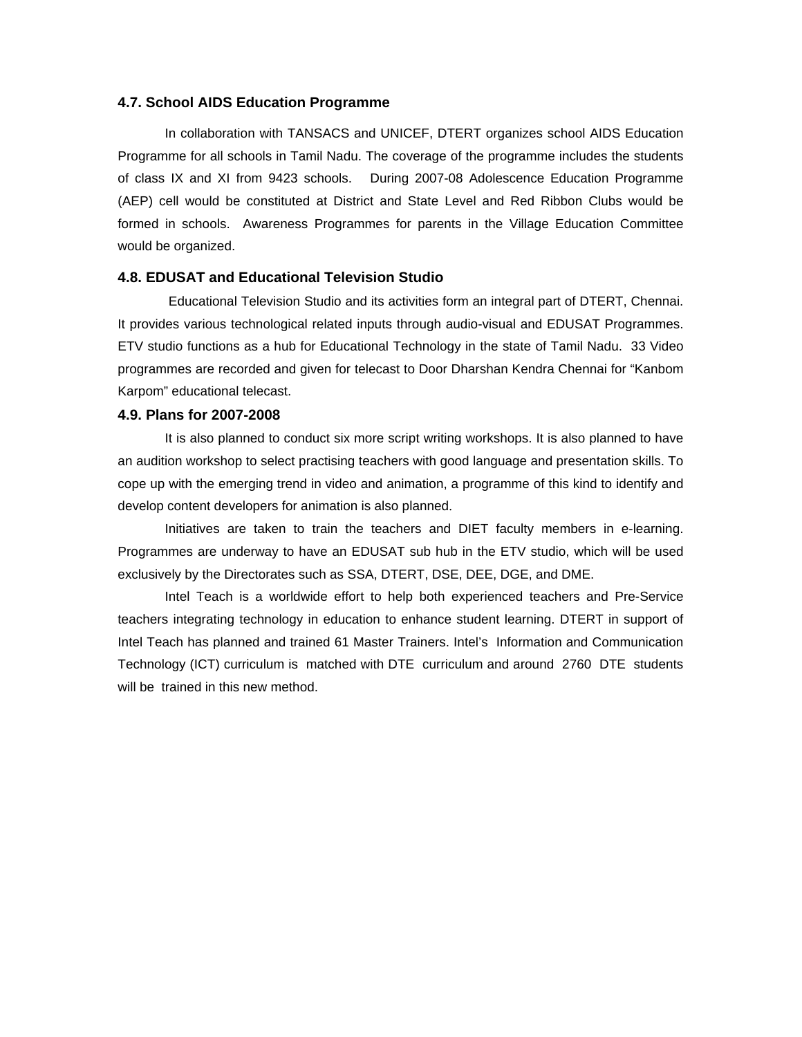### 4.7. School AIDS Education Programme

In collaboration with TANSACS and UNICEF, DTERT organizes school AIDS Education Programme for all schools in Tamil Nadu. The coverage of the programme includes the students of class IX and XI from 9423 schools. During 2007-08 Adolescence Education Programme (AEP) cell would be constituted at District and State Level and Red Ribbon Clubs would be formed in schools. Awareness Programmes for parents in the Village Education Committee would be organized.

### 4.8. EDUSAT and Educational Television Studio

Educational Television Studio and its activities form an integral part of DTERT, Chennai. It provides various technological related inputs through audio-visual and EDUSAT Programmes. ETV studio functions as a hub for Educational Technology in the state of Tamil Nadu. 33 Video programmes are recorded and given for telecast to Door Dharshan Kendra Chennai for "Kanbom Karpom" educational telecast.

### 4.9. Plans for 2007-2008

It is also planned to conduct six more script writing workshops. It is also planned to have an audition workshop to select practising teachers with good language and presentation skills. To cope up with the emerging trend in video and animation, a programme of this kind to identify and develop content developers for animation is also planned.

Initiatives are taken to train the teachers and DIET faculty members in e-learning. Programmes are underway to have an EDUSAT sub hub in the ETV studio, which will be used exclusively by the Directorates such as SSA, DTERT, DSE, DEE, DGE, and DME.

Intel Teach is a worldwide effort to help both experienced teachers and Pre-Service teachers integrating technology in education to enhance student learning. DTERT in support of Intel Teach has planned and trained 61 Master Trainers. Intel's Information and Communication Technology (ICT) curriculum is matched with DTE curriculum and around 2760 DTE students will be trained in this new method.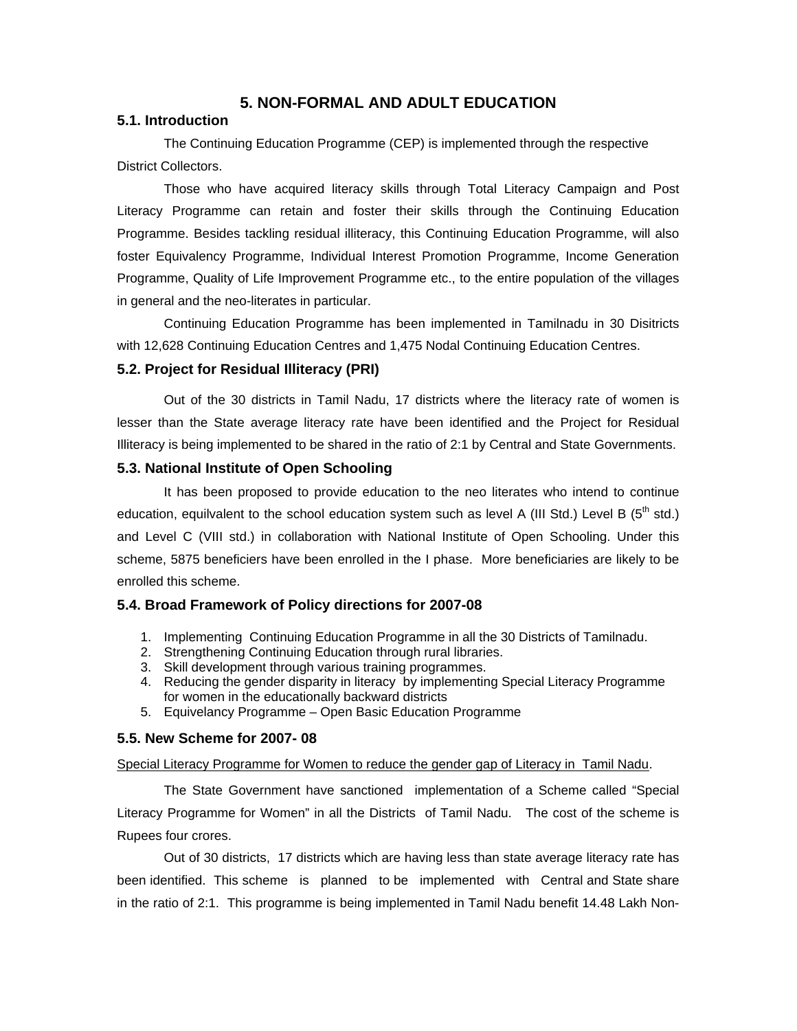# 5. NON-FORMAL AND ADULT EDUCATION

## 5.1. Introduction

The Continuing Education Programme (CEP) is implemented through the respective District Collectors.

Those who have acquired literacy skills through Total Literacy Campaign and Post Literacy Programme can retain and foster their skills through the Continuing Education Programme. Besides tackling residual illiteracy, this Continuing Education Programme, will also foster Equivalency Programme, Individual Interest Promotion Programme, Income Generation Programme, Quality of Life Improvement Programme etc., to the entire population of the villages in general and the neo-literates in particular.

Continuing Education Programme has been implemented in Tamilnadu in 30 Disitricts with 12,628 Continuing Education Centres and 1,475 Nodal Continuing Education Centres.

## 5.2. Project for Residual Illiteracy (PRI)

Out of the 30 districts in Tamil Nadu, 17 districts where the literacy rate of women is lesser than the State average literacy rate have been identified and the Project for Residual Illiteracy is being implemented to be shared in the ratio of 2:1 by Central and State Governments.

## 5.3. National Institute of Open Schooling

It has been proposed to provide education to the neo literates who intend to continue education, equilvalent to the school education system such as level A (III Std.) Level B (5th std.) and Level C (VIII std.) in collaboration with National Institute of Open Schooling. Under this scheme, 5875 beneficiers have been enrolled in the I phase. More beneficiaries are likely to be enrolled this scheme.

## 5.4. Broad Framework of Policy directions for 2007-08

1. Implementing Continuing Education Programme in all the 30 Districts of Tamilnadu.
2. Strengthening Continuing Education through rural libraries.
3. Skill development through various training programmes.
4. Reducing the gender disparity in literacy by implementing Special Literacy Programme for women in the educationally backward districts
5. Equivelancy Programme – Open Basic Education Programme

## 5.5. New Scheme for 2007- 08

<u>Special Literacy Programme for Women to reduce the gender gap of Literacy in Tamil Nadu</u>.

The State Government have sanctioned implementation of a Scheme called "Special Literacy Programme for Women" in all the Districts of Tamil Nadu. The cost of the scheme is Rupees four crores.

Out of 30 districts, 17 districts which are having less than state average literacy rate has been identified. This scheme is planned to be implemented with Central and State share in the ratio of 2:1. This programme is being implemented in Tamil Nadu benefit 14.48 Lakh Non-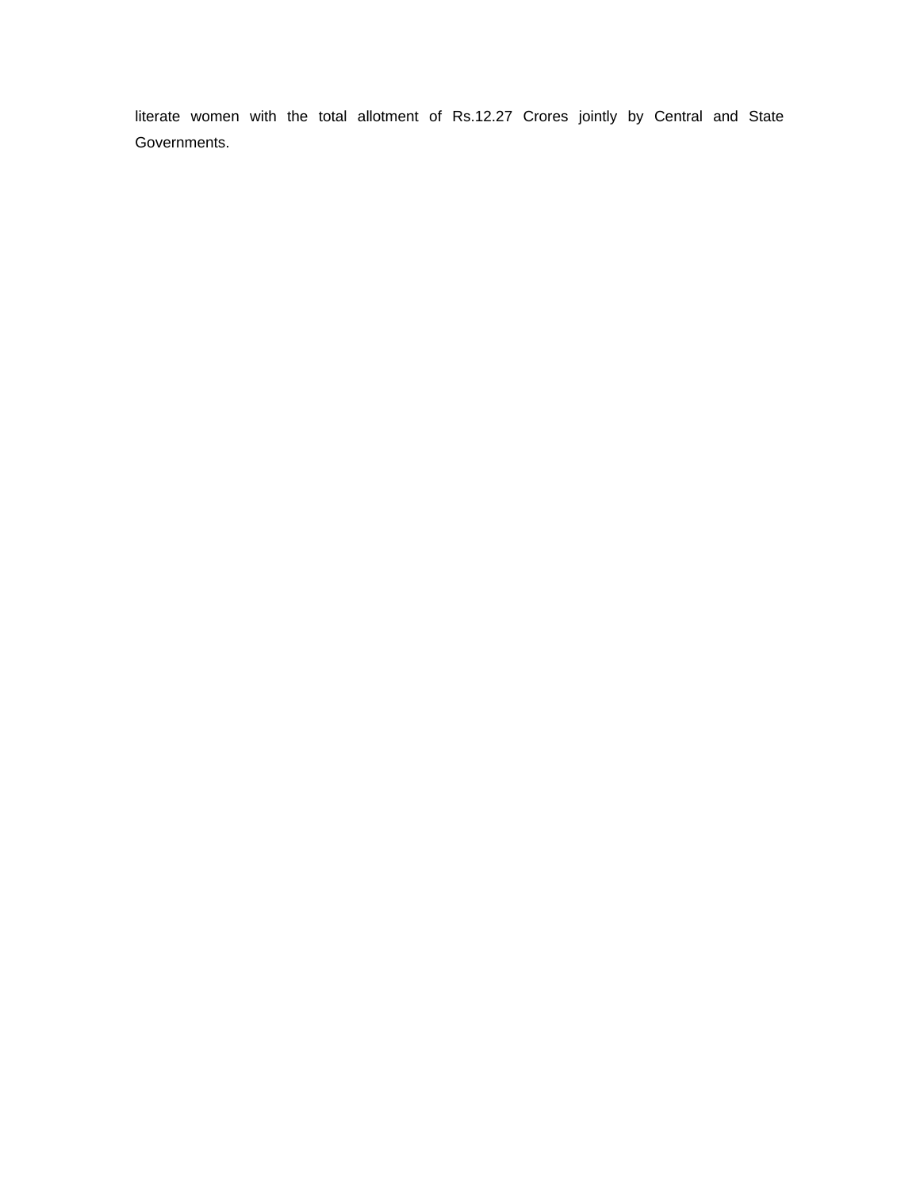literate women with the total allotment of Rs.12.27 Crores jointly by Central and State Governments.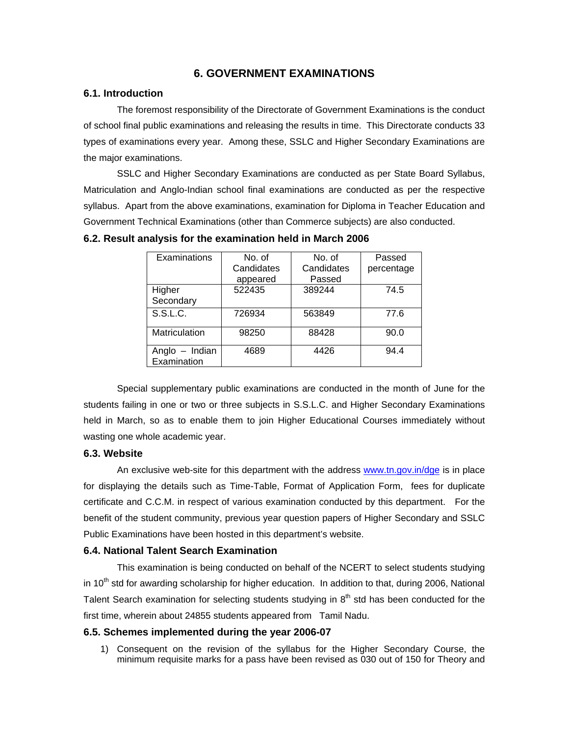# 6. GOVERNMENT EXAMINATIONS

## 6.1. Introduction

The foremost responsibility of the Directorate of Government Examinations is the conduct of school final public examinations and releasing the results in time. This Directorate conducts 33 types of examinations every year. Among these, SSLC and Higher Secondary Examinations are the major examinations.

SSLC and Higher Secondary Examinations are conducted as per State Board Syllabus, Matriculation and Anglo-Indian school final examinations are conducted as per the respective syllabus. Apart from the above examinations, examination for Diploma in Teacher Education and Government Technical Examinations (other than Commerce subjects) are also conducted.

## 6.2. Result analysis for the examination held in March 2006

| Examinations | No. of Candidates appeared | No. of Candidates Passed | Passed percentage |
|---|---|---|---|
| Higher Secondary | 522435 | 389244 | 74.5 |
| S.S.L.C. | 726934 | 563849 | 77.6 |
| Matriculation | 98250 | 88428 | 90.0 |
| Anglo – Indian Examination | 4689 | 4426 | 94.4 |

Special supplementary public examinations are conducted in the month of June for the students failing in one or two or three subjects in S.S.L.C. and Higher Secondary Examinations held in March, so as to enable them to join Higher Educational Courses immediately without wasting one whole academic year.

## 6.3. Website

An exclusive web-site for this department with the address www.tn.gov.in/dge is in place for displaying the details such as Time-Table, Format of Application Form, fees for duplicate certificate and C.C.M. in respect of various examination conducted by this department. For the benefit of the student community, previous year question papers of Higher Secondary and SSLC Public Examinations have been hosted in this department's website.

## 6.4. National Talent Search Examination

This examination is being conducted on behalf of the NCERT to select students studying in 10th std for awarding scholarship for higher education. In addition to that, during 2006, National Talent Search examination for selecting students studying in 8th std has been conducted for the first time, wherein about 24855 students appeared from Tamil Nadu.

## 6.5. Schemes implemented during the year 2006-07

1) Consequent on the revision of the syllabus for the Higher Secondary Course, the minimum requisite marks for a pass have been revised as 030 out of 150 for Theory and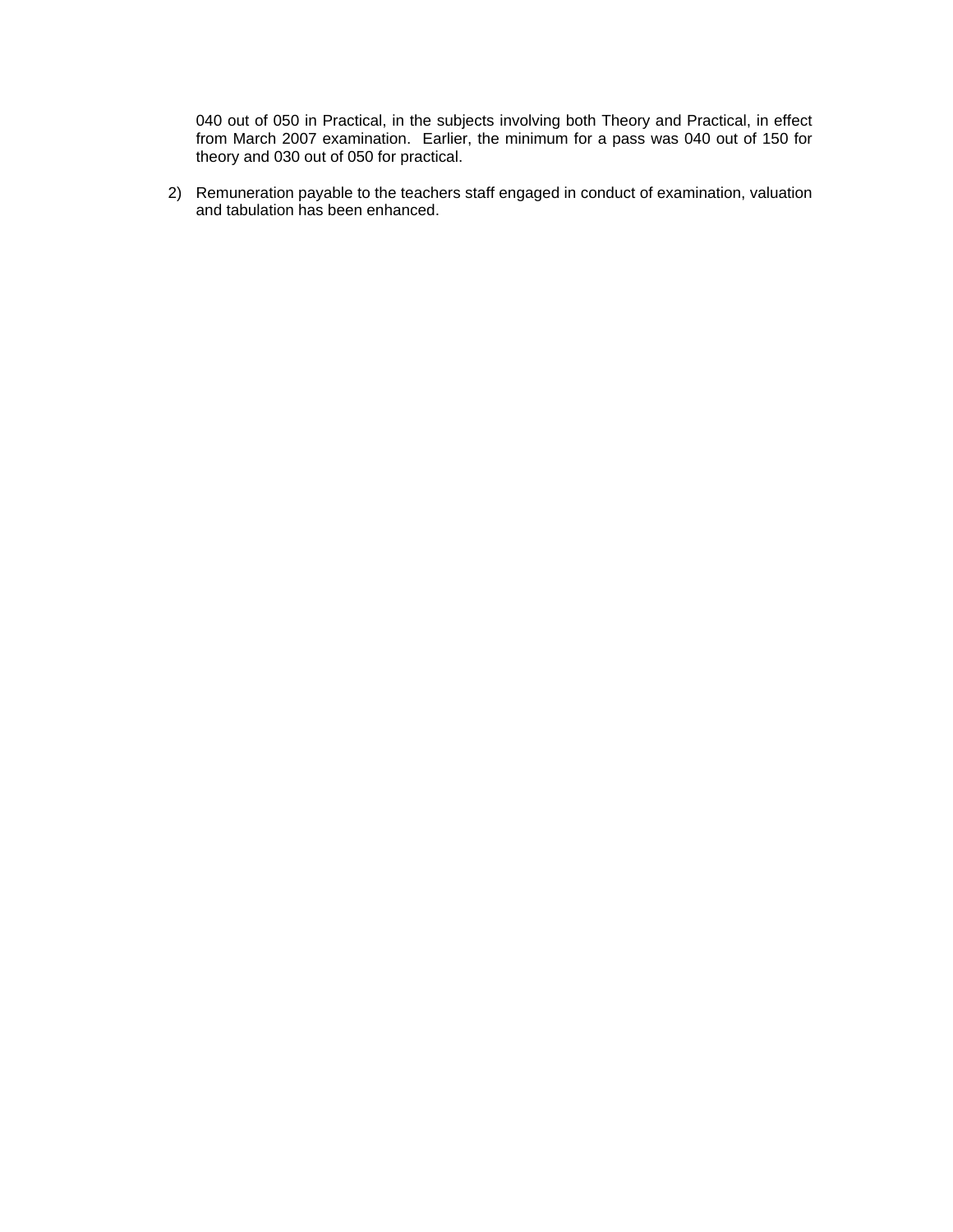040 out of 050 in Practical, in the subjects involving both Theory and Practical, in effect from March 2007 examination. Earlier, the minimum for a pass was 040 out of 150 for theory and 030 out of 050 for practical.

2) Remuneration payable to the teachers staff engaged in conduct of examination, valuation and tabulation has been enhanced.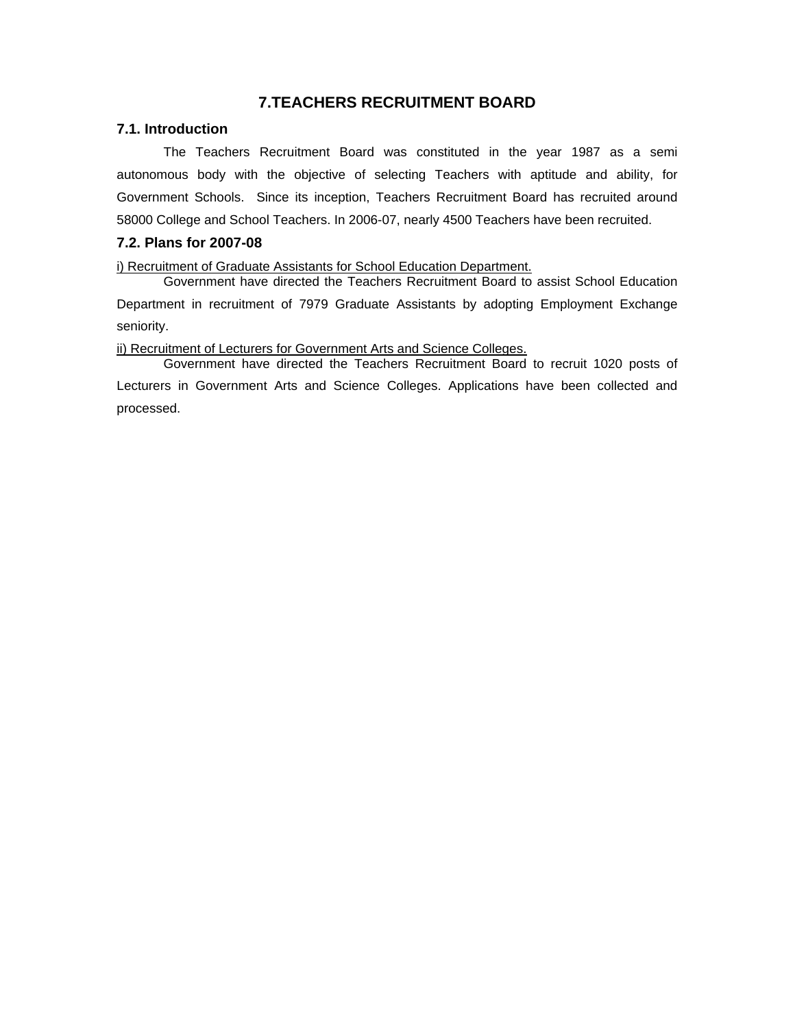# 7.TEACHERS RECRUITMENT BOARD

## 7.1. Introduction

The Teachers Recruitment Board was constituted in the year 1987 as a semi autonomous body with the objective of selecting Teachers with aptitude and ability, for Government Schools. Since its inception, Teachers Recruitment Board has recruited around 58000 College and School Teachers. In 2006-07, nearly 4500 Teachers have been recruited.

## 7.2. Plans for 2007-08

<u>i) Recruitment of Graduate Assistants for School Education Department.</u>

Government have directed the Teachers Recruitment Board to assist School Education Department in recruitment of 7979 Graduate Assistants by adopting Employment Exchange seniority.

<u>ii) Recruitment of Lecturers for Government Arts and Science Colleges.</u>

Government have directed the Teachers Recruitment Board to recruit 1020 posts of Lecturers in Government Arts and Science Colleges. Applications have been collected and processed.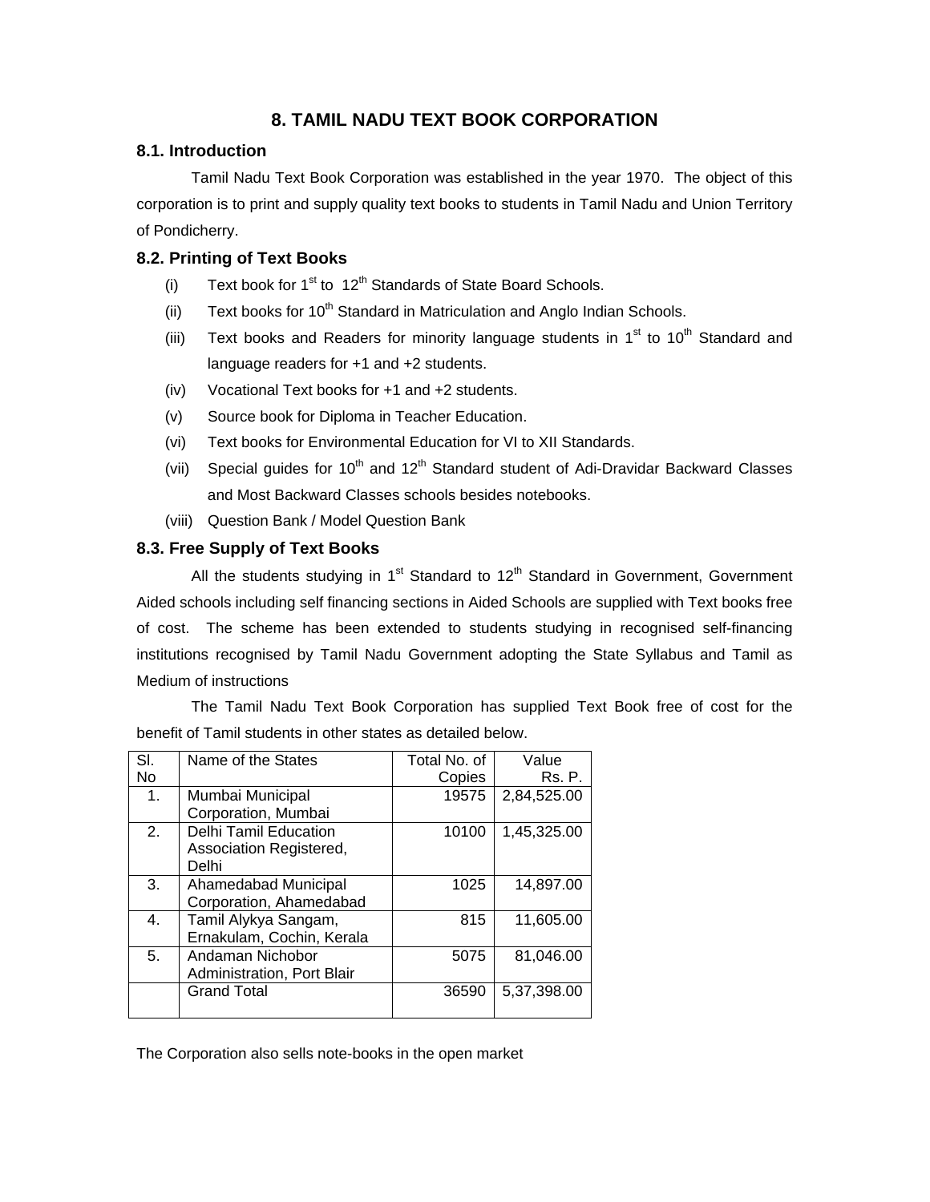# 8. TAMIL NADU TEXT BOOK CORPORATION

## 8.1. Introduction

Tamil Nadu Text Book Corporation was established in the year 1970. The object of this corporation is to print and supply quality text books to students in Tamil Nadu and Union Territory of Pondicherry.

## 8.2. Printing of Text Books

(i) Text book for 1st to 12th Standards of State Board Schools.

(ii) Text books for 10th Standard in Matriculation and Anglo Indian Schools.

(iii) Text books and Readers for minority language students in 1st to 10th Standard and language readers for +1 and +2 students.

(iv) Vocational Text books for +1 and +2 students.

(v) Source book for Diploma in Teacher Education.

(vi) Text books for Environmental Education for VI to XII Standards.

(vii) Special guides for 10th and 12th Standard student of Adi-Dravidar Backward Classes and Most Backward Classes schools besides notebooks.

(viii) Question Bank / Model Question Bank

## 8.3. Free Supply of Text Books

All the students studying in 1st Standard to 12th Standard in Government, Government Aided schools including self financing sections in Aided Schools are supplied with Text books free of cost. The scheme has been extended to students studying in recognised self-financing institutions recognised by Tamil Nadu Government adopting the State Syllabus and Tamil as Medium of instructions

The Tamil Nadu Text Book Corporation has supplied Text Book free of cost for the benefit of Tamil students in other states as detailed below.

| Sl. No | Name of the States | Total No. of Copies | Value Rs. P. |
|---|---|---|---|
| 1. | Mumbai Municipal Corporation, Mumbai | 19575 | 2,84,525.00 |
| 2. | Delhi Tamil Education Association Registered, Delhi | 10100 | 1,45,325.00 |
| 3. | Ahamedabad Municipal Corporation, Ahamedabad | 1025 | 14,897.00 |
| 4. | Tamil Alykya Sangam, Ernakulam, Cochin, Kerala | 815 | 11,605.00 |
| 5. | Andaman Nichobor Administration, Port Blair | 5075 | 81,046.00 |
| | Grand Total | 36590 | 5,37,398.00 |

The Corporation also sells note-books in the open market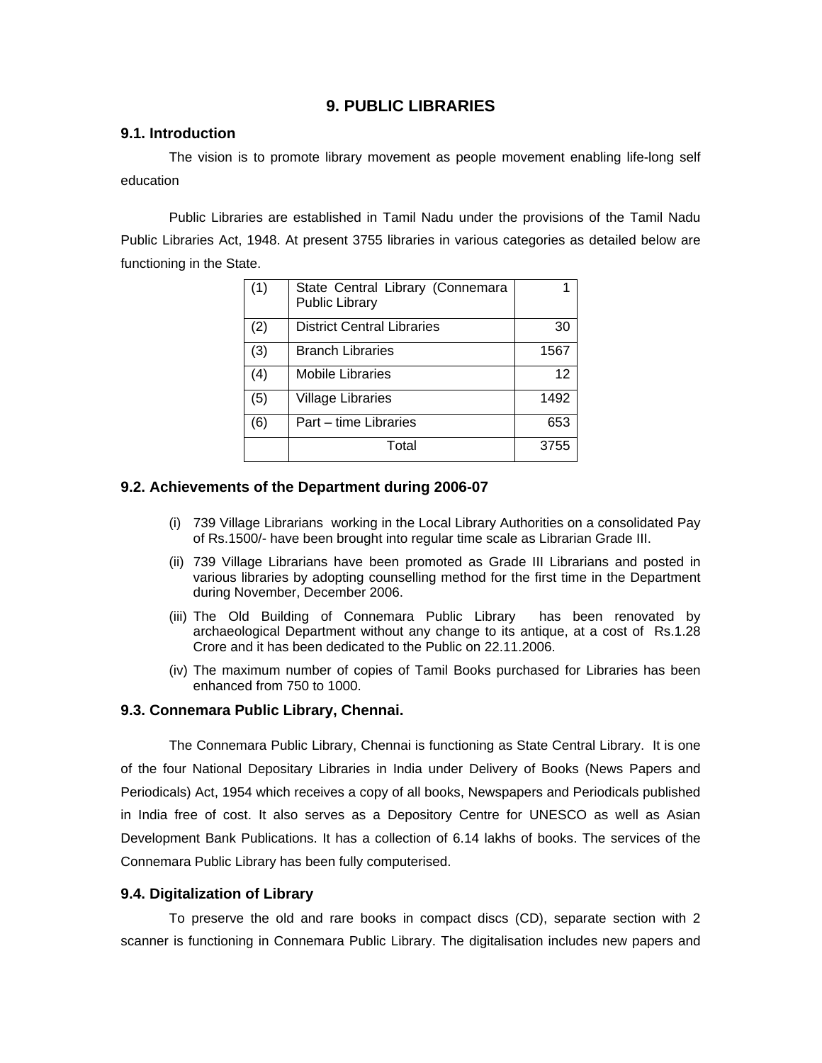# 9. PUBLIC LIBRARIES

## 9.1. Introduction

The vision is to promote library movement as people movement enabling life-long self education

Public Libraries are established in Tamil Nadu under the provisions of the Tamil Nadu Public Libraries Act, 1948. At present 3755 libraries in various categories as detailed below are functioning in the State.

| | | |
|---|---|---|
| (1) | State Central Library (Connemara Public Library | 1 |
| (2) | District Central Libraries | 30 |
| (3) | Branch Libraries | 1567 |
| (4) | Mobile Libraries | 12 |
| (5) | Village Libraries | 1492 |
| (6) | Part – time Libraries | 653 |
| | Total | 3755 |

## 9.2. Achievements of the Department during 2006-07

(i) 739 Village Librarians working in the Local Library Authorities on a consolidated Pay of Rs.1500/- have been brought into regular time scale as Librarian Grade III.

(ii) 739 Village Librarians have been promoted as Grade III Librarians and posted in various libraries by adopting counselling method for the first time in the Department during November, December 2006.

(iii) The Old Building of Connemara Public Library has been renovated by archaeological Department without any change to its antique, at a cost of Rs.1.28 Crore and it has been dedicated to the Public on 22.11.2006.

(iv) The maximum number of copies of Tamil Books purchased for Libraries has been enhanced from 750 to 1000.

## 9.3. Connemara Public Library, Chennai.

The Connemara Public Library, Chennai is functioning as State Central Library. It is one of the four National Depositary Libraries in India under Delivery of Books (News Papers and Periodicals) Act, 1954 which receives a copy of all books, Newspapers and Periodicals published in India free of cost. It also serves as a Depository Centre for UNESCO as well as Asian Development Bank Publications. It has a collection of 6.14 lakhs of books. The services of the Connemara Public Library has been fully computerised.

## 9.4. Digitalization of Library

To preserve the old and rare books in compact discs (CD), separate section with 2 scanner is functioning in Connemara Public Library. The digitalisation includes new papers and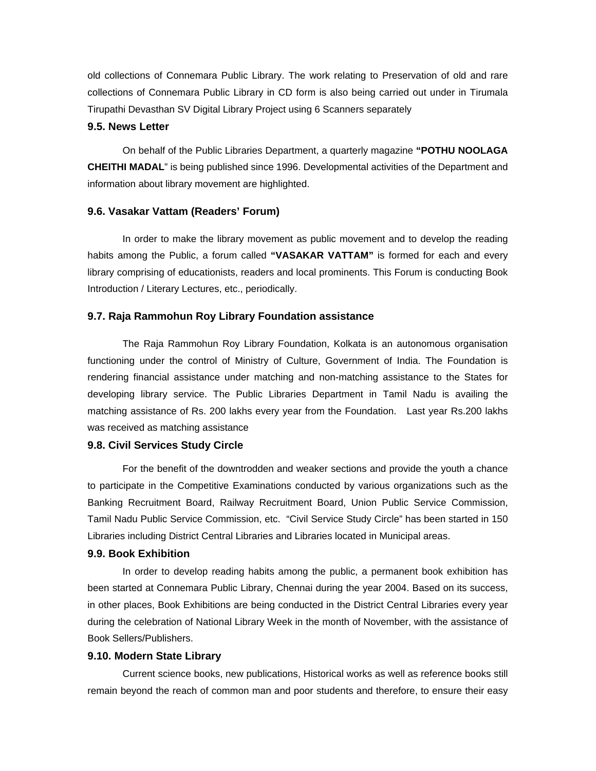old collections of Connemara Public Library. The work relating to Preservation of old and rare collections of Connemara Public Library in CD form is also being carried out under in Tirumala Tirupathi Devasthan SV Digital Library Project using 6 Scanners separately

### 9.5. News Letter

On behalf of the Public Libraries Department, a quarterly magazine **"POTHU NOOLAGA CHEITHI MADAL**" is being published since 1996. Developmental activities of the Department and information about library movement are highlighted.

### 9.6. Vasakar Vattam (Readers' Forum)

In order to make the library movement as public movement and to develop the reading habits among the Public, a forum called **"VASAKAR VATTAM"** is formed for each and every library comprising of educationists, readers and local prominents. This Forum is conducting Book Introduction / Literary Lectures, etc., periodically.

### 9.7. Raja Rammohun Roy Library Foundation assistance

The Raja Rammohun Roy Library Foundation, Kolkata is an autonomous organisation functioning under the control of Ministry of Culture, Government of India. The Foundation is rendering financial assistance under matching and non-matching assistance to the States for developing library service. The Public Libraries Department in Tamil Nadu is availing the matching assistance of Rs. 200 lakhs every year from the Foundation. Last year Rs.200 lakhs was received as matching assistance

### 9.8. Civil Services Study Circle

For the benefit of the downtrodden and weaker sections and provide the youth a chance to participate in the Competitive Examinations conducted by various organizations such as the Banking Recruitment Board, Railway Recruitment Board, Union Public Service Commission, Tamil Nadu Public Service Commission, etc. "Civil Service Study Circle" has been started in 150 Libraries including District Central Libraries and Libraries located in Municipal areas.

### 9.9. Book Exhibition

In order to develop reading habits among the public, a permanent book exhibition has been started at Connemara Public Library, Chennai during the year 2004. Based on its success, in other places, Book Exhibitions are being conducted in the District Central Libraries every year during the celebration of National Library Week in the month of November, with the assistance of Book Sellers/Publishers.

### 9.10. Modern State Library

Current science books, new publications, Historical works as well as reference books still remain beyond the reach of common man and poor students and therefore, to ensure their easy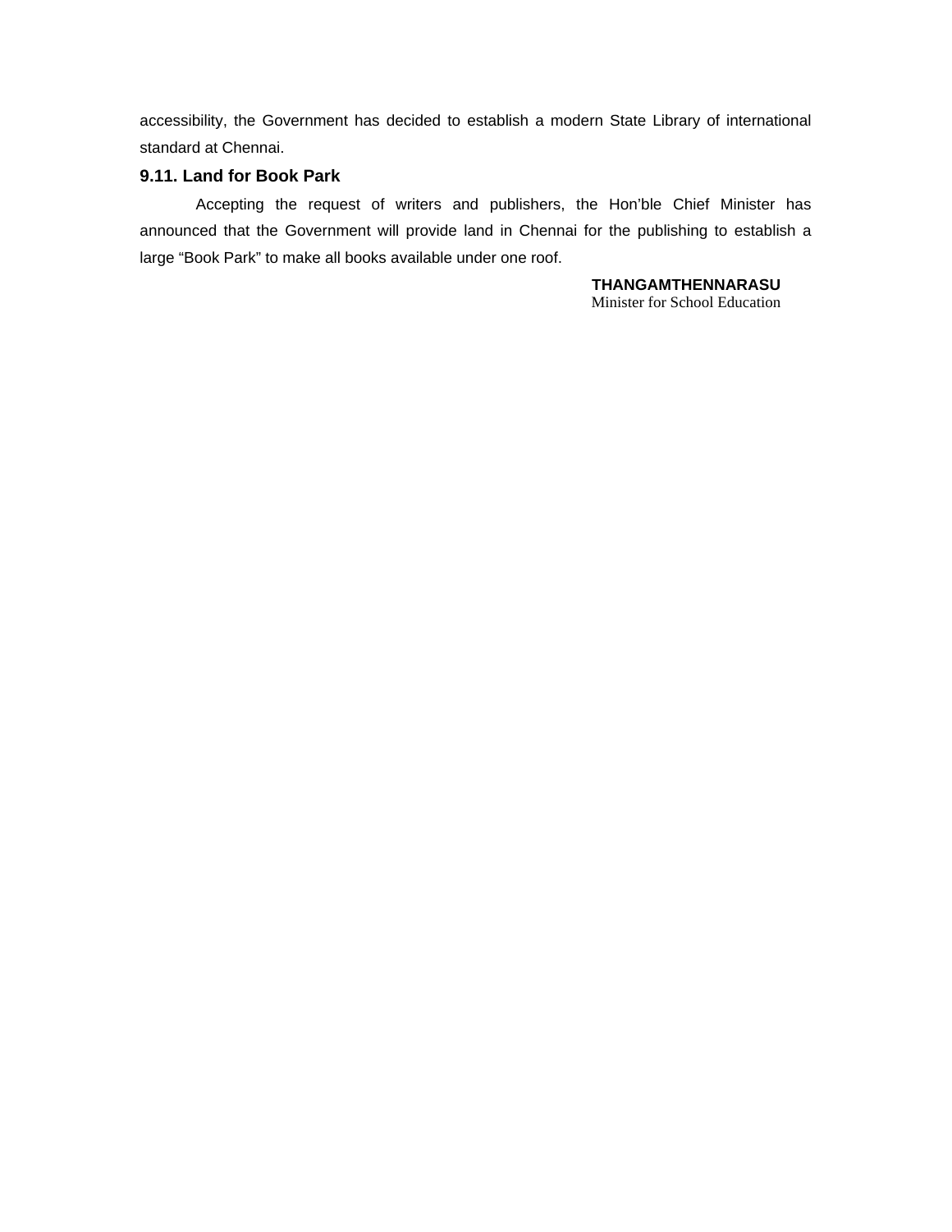accessibility, the Government has decided to establish a modern State Library of international standard at Chennai.

### 9.11. Land for Book Park

Accepting the request of writers and publishers, the Hon'ble Chief Minister has announced that the Government will provide land in Chennai for the publishing to establish a large "Book Park" to make all books available under one roof.

**THANGAMTHENNARASU**
Minister for School Education